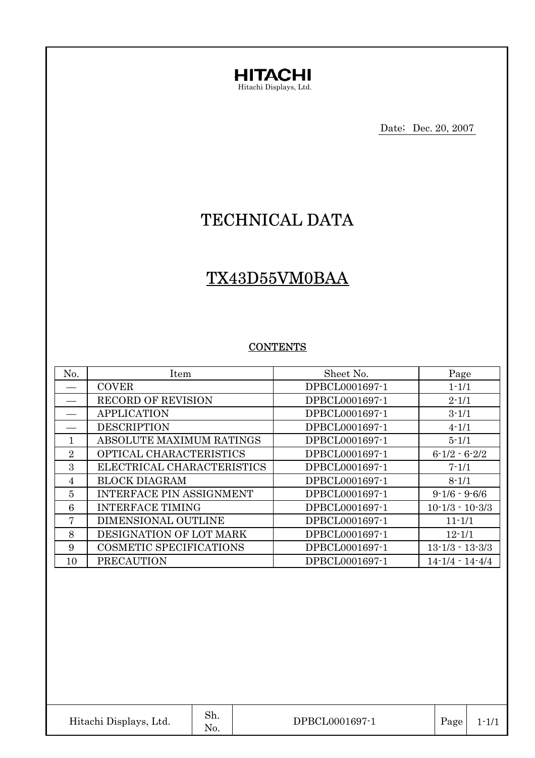**HITACHI**
Hitachi Displays, Ltd.

Date; Dec. 20, 2007

# TECHNICAL DATA

# TX43D55VM0BAA

## CONTENTS

| No. | Item | Sheet No. | Page |
|---|---|---|---|
| — | COVER | DPBCL0001697-1 | 1-1/1 |
| — | RECORD OF REVISION | DPBCL0001697-1 | 2-1/1 |
| — | APPLICATION | DPBCL0001697-1 | 3-1/1 |
| — | DESCRIPTION | DPBCL0001697-1 | 4-1/1 |
| 1 | ABSOLUTE MAXIMUM RATINGS | DPBCL0001697-1 | 5-1/1 |
| 2 | OPTICAL CHARACTERISTICS | DPBCL0001697-1 | 6-1/2 - 6-2/2 |
| 3 | ELECTRICAL CHARACTERISTICS | DPBCL0001697-1 | 7-1/1 |
| 4 | BLOCK DIAGRAM | DPBCL0001697-1 | 8-1/1 |
| 5 | INTERFACE PIN ASSIGNMENT | DPBCL0001697-1 | 9-1/6 - 9-6/6 |
| 6 | INTERFACE TIMING | DPBCL0001697-1 | 10-1/3 - 10-3/3 |
| 7 | DIMENSIONAL OUTLINE | DPBCL0001697-1 | 11-1/1 |
| 8 | DESIGNATION OF LOT MARK | DPBCL0001697-1 | 12-1/1 |
| 9 | COSMETIC SPECIFICATIONS | DPBCL0001697-1 | 13-1/3 - 13-3/3 |
| 10 | PRECAUTION | DPBCL0001697-1 | 14-1/4 - 14-4/4 |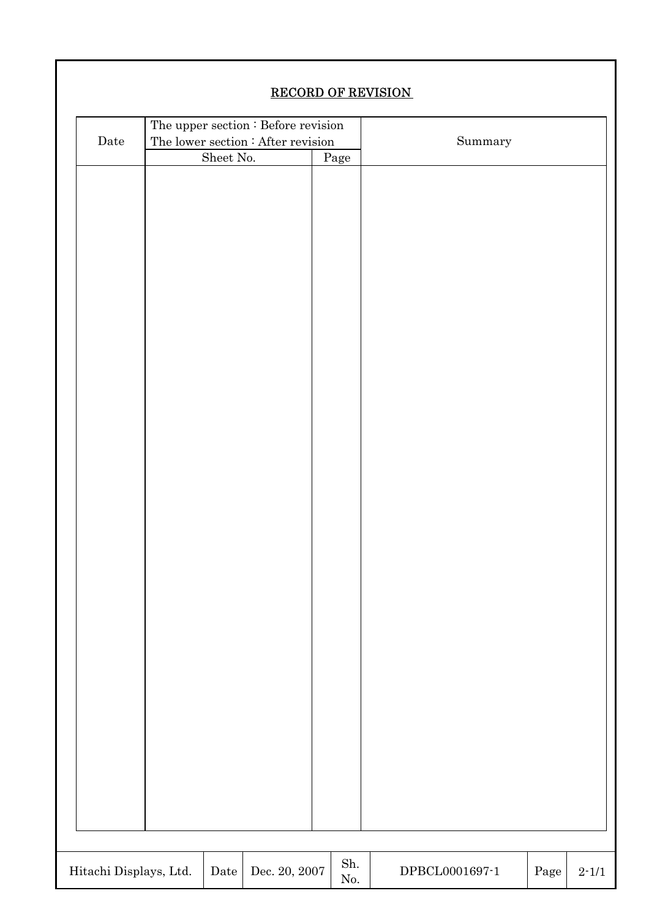## RECORD OF REVISION

| Date | The upper section : Before revision<br>The lower section : After revision<br>Sheet No. | Page | Summary |
| --- | --- | --- | --- |
| | | | |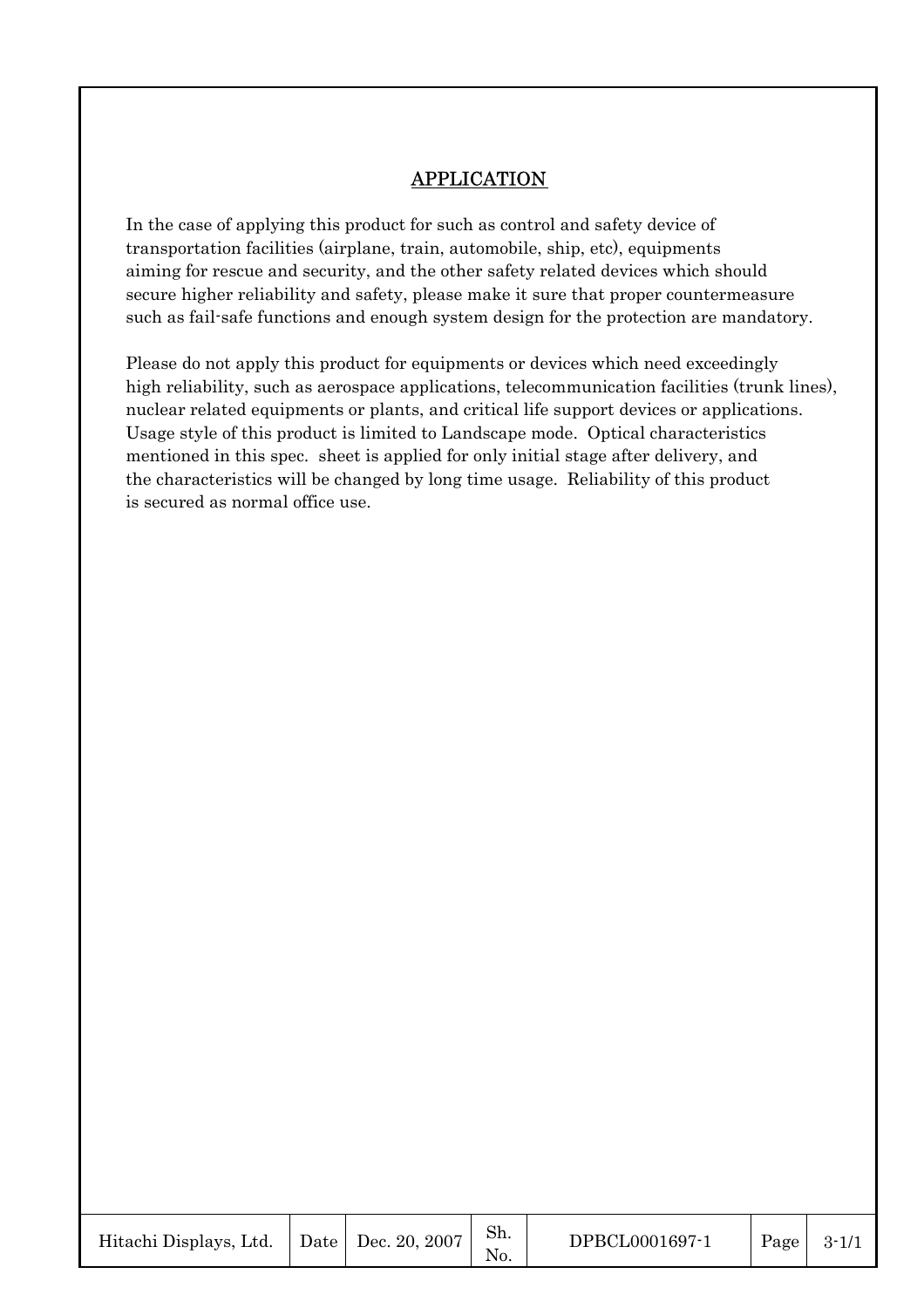## APPLICATION

In the case of applying this product for such as control and safety device of transportation facilities (airplane, train, automobile, ship, etc), equipments aiming for rescue and security, and the other safety related devices which should secure higher reliability and safety, please make it sure that proper countermeasure such as fail-safe functions and enough system design for the protection are mandatory.

Please do not apply this product for equipments or devices which need exceedingly high reliability, such as aerospace applications, telecommunication facilities (trunk lines), nuclear related equipments or plants, and critical life support devices or applications. Usage style of this product is limited to Landscape mode. Optical characteristics mentioned in this spec. sheet is applied for only initial stage after delivery, and the characteristics will be changed by long time usage. Reliability of this product is secured as normal office use.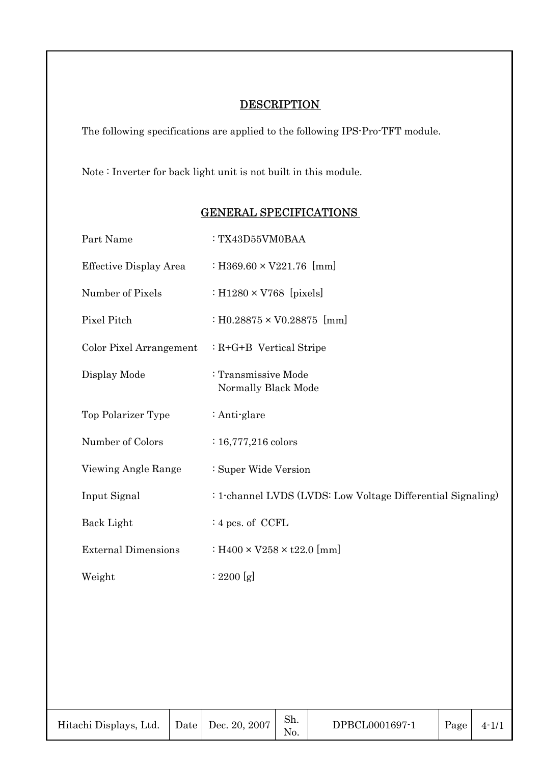## DESCRIPTION

The following specifications are applied to the following IPS-Pro-TFT module.

Note : Inverter for back light unit is not built in this module.

## GENERAL SPECIFICATIONS

| | |
|---|---|
| Part Name | : TX43D55VM0BAA |
| Effective Display Area | : H369.60 × V221.76 [mm] |
| Number of Pixels | : H1280 × V768 [pixels] |
| Pixel Pitch | : H0.28875 × V0.28875 [mm] |
| Color Pixel Arrangement | : R+G+B Vertical Stripe |
| Display Mode | : Transmissive Mode<br>Normally Black Mode |
| Top Polarizer Type | : Anti-glare |
| Number of Colors | : 16,777,216 colors |
| Viewing Angle Range | : Super Wide Version |
| Input Signal | : 1-channel LVDS (LVDS: Low Voltage Differential Signaling) |
| Back Light | : 4 pcs. of CCFL |
| External Dimensions | : H400 × V258 × t22.0 [mm] |
| Weight | : 2200 [g] |

| Hitachi Displays, Ltd. | Date | Dec. 20, 2007 | Sh. No. | DPBCL0001697-1 | Page | 4-1/1 |
|---|---|---|---|---|---|---|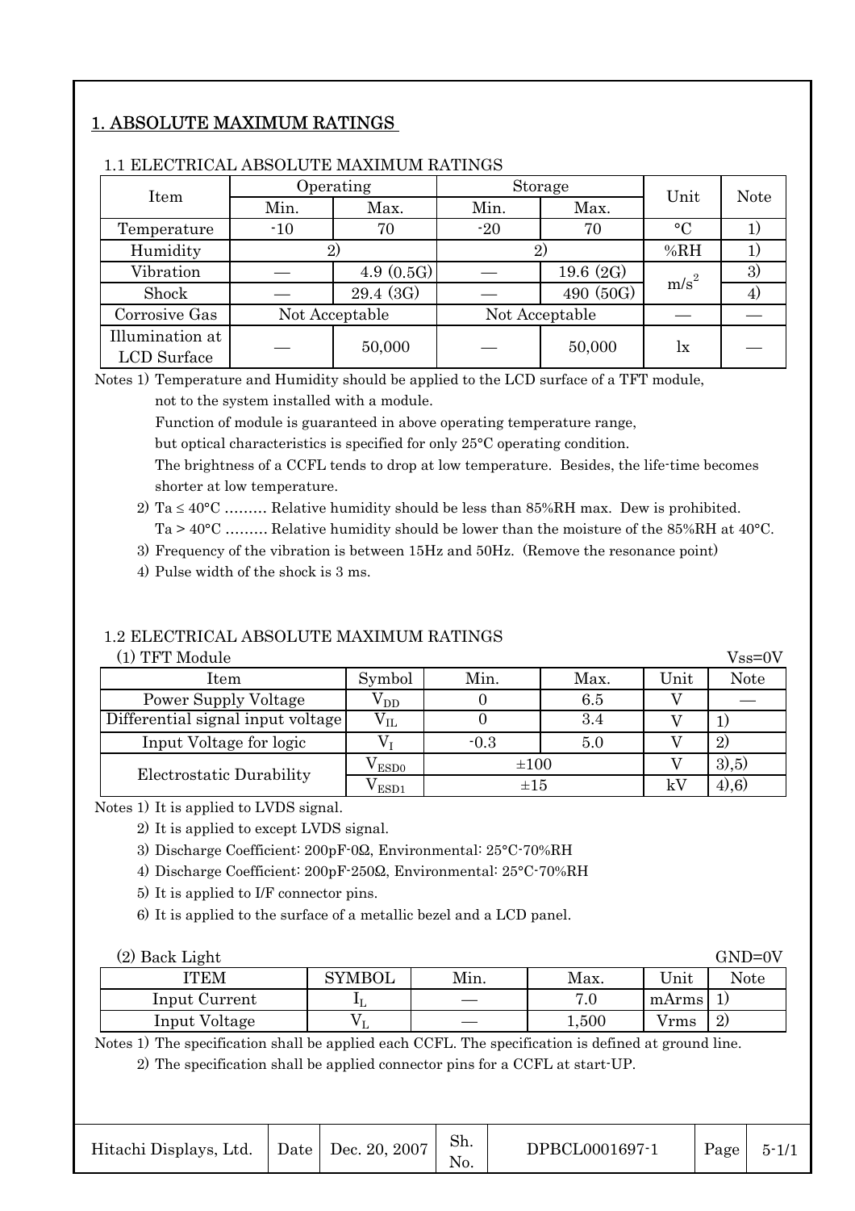# 1. ABSOLUTE MAXIMUM RATINGS

## 1.1 ELECTRICAL ABSOLUTE MAXIMUM RATINGS

| Item | Operating | | Storage | | Unit | Note |
|---|---|---|---|---|---|---|
| | Min. | Max. | Min. | Max. | | |
| Temperature | -10 | 70 | -20 | 70 | °C | 1) |
| Humidity | 2) | | 2) | | %RH | 1) |
| Vibration | — | 4.9 (0.5G) | — | 19.6 (2G) | $m/s^2$ | 3) |
| Shock | — | 29.4 (3G) | — | 490 (50G) | $m/s^2$ | 4) |
| Corrosive Gas | Not Acceptable | | Not Acceptable | | — | — |
| Illumination at LCD Surface | — | 50,000 | — | 50,000 | lx | — |

Notes 1) Temperature and Humidity should be applied to the LCD surface of a TFT module, not to the system installed with a module.
Function of module is guaranteed in above operating temperature range, but optical characteristics is specified for only 25°C operating condition.
The brightness of a CCFL tends to drop at low temperature. Besides, the life-time becomes shorter at low temperature.

2) Ta ≤ 40°C ……… Relative humidity should be less than 85%RH max. Dew is prohibited.
Ta > 40°C ……… Relative humidity should be lower than the moisture of the 85%RH at 40°C.

3) Frequency of the vibration is between 15Hz and 50Hz. (Remove the resonance point)

4) Pulse width of the shock is 3 ms.

## 1.2 ELECTRICAL ABSOLUTE MAXIMUM RATINGS

(1) TFT Module Vss=0V

| Item | Symbol | Min. | Max. | Unit | Note |
|---|---|---|---|---|---|
| Power Supply Voltage | $V_{DD}$ | 0 | 6.5 | V | — |
| Differential signal input voltage | $V_{IL}$ | 0 | 3.4 | V | 1) |
| Input Voltage for logic | $V_I$ | -0.3 | 5.0 | V | 2) |
| Electrostatic Durability | $V_{ESD0}$ | ±100 | | V | 3),5) |
| | $V_{ESD1}$ | ±15 | | kV | 4),6) |

Notes 1) It is applied to LVDS signal.

2) It is applied to except LVDS signal.

3) Discharge Coefficient: 200pF-0Ω, Environmental: 25°C-70%RH

4) Discharge Coefficient: 200pF-250Ω, Environmental: 25°C-70%RH

5) It is applied to I/F connector pins.

6) It is applied to the surface of a metallic bezel and a LCD panel.

(2) Back Light GND=0V

| ITEM | SYMBOL | Min. | Max. | Unit | Note |
|---|---|---|---|---|---|
| Input Current | $I_L$ | — | 7.0 | mArms | 1) |
| Input Voltage | $V_L$ | — | 1,500 | Vrms | 2) |

Notes 1) The specification shall be applied each CCFL. The specification is defined at ground line.

2) The specification shall be applied connector pins for a CCFL at start-UP.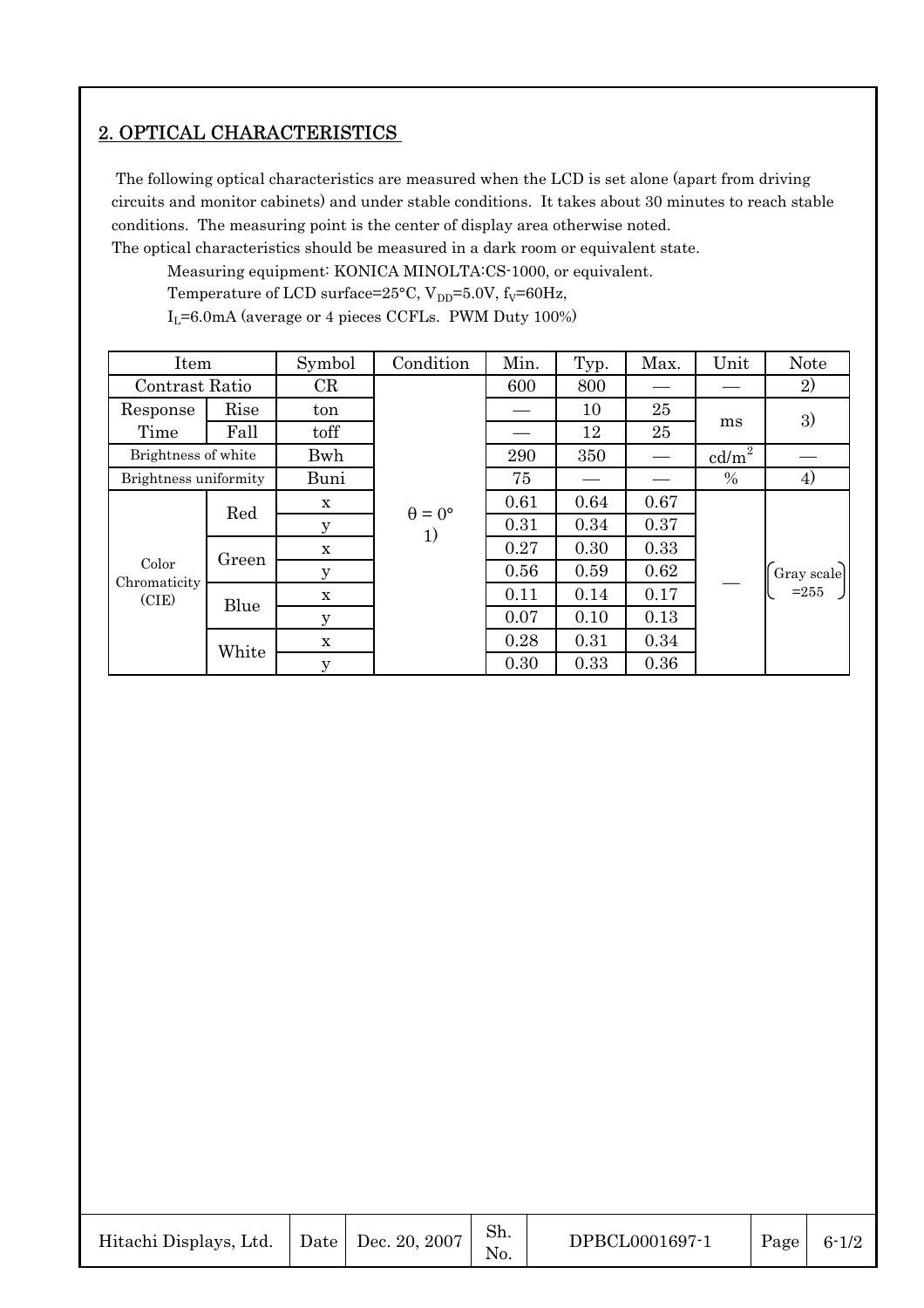## 2. OPTICAL CHARACTERISTICS

The following optical characteristics are measured when the LCD is set alone (apart from driving circuits and monitor cabinets) and under stable conditions. It takes about 30 minutes to reach stable conditions. The measuring point is the center of display area otherwise noted.
The optical characteristics should be measured in a dark room or equivalent state.

Measuring equipment: KONICA MINOLTA:CS-1000, or equivalent.
Temperature of LCD surface=25°C, $V_{DD}$=5.0V, $f_V$=60Hz,
$I_L$=6.0mA (average or 4 pieces CCFLs. PWM Duty 100%)

| Item | | Symbol | Condition | Min. | Typ. | Max. | Unit | Note |
|---|---|---|---|---|---|---|---|---|
| Contrast Ratio | | CR | θ = 0° 1) | 600 | 800 | — | — | 2) |
| Response Time | Rise | ton | | — | 10 | 25 | ms | 3) |
| | Fall | toff | | — | 12 | 25 | | |
| Brightness of white | | Bwh | | 290 | 350 | — | $cd/m^2$ | — |
| Brightness uniformity | | Buni | | 75 | — | — | % | 4) |
| Color Chromaticity (CIE) | Red | x | | 0.61 | 0.64 | 0.67 | — | (Gray scale =255) |
| | | y | | 0.31 | 0.34 | 0.37 | | |
| | Green | x | | 0.27 | 0.30 | 0.33 | | |
| | | y | | 0.56 | 0.59 | 0.62 | | |
| | Blue | x | | 0.11 | 0.14 | 0.17 | | |
| | | y | | 0.07 | 0.10 | 0.13 | | |
| | White | x | | 0.28 | 0.31 | 0.34 | | |
| | | y | | 0.30 | 0.33 | 0.36 | | |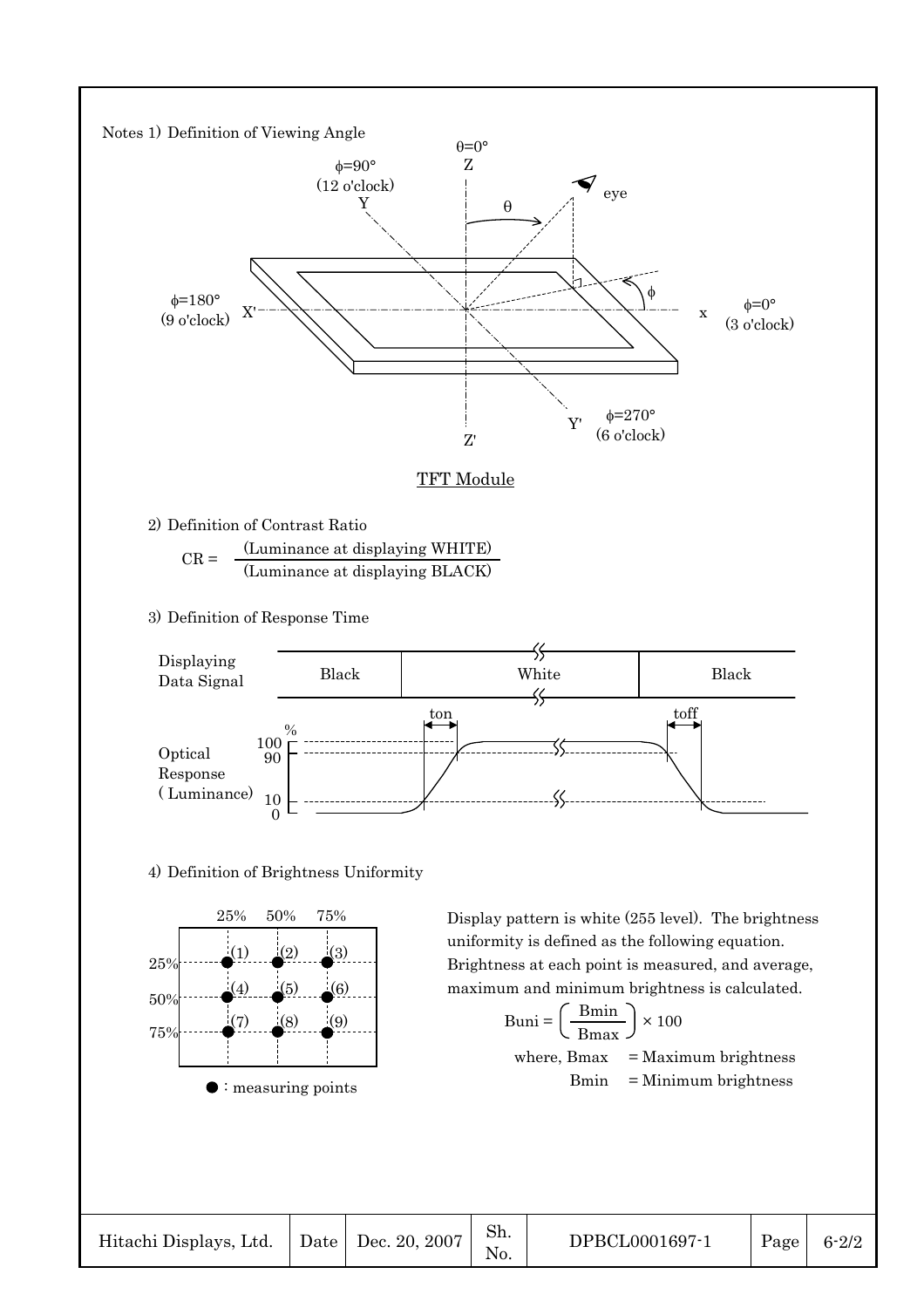Notes 1) Definition of Viewing Angle

θ=0°
Z

φ=90°
(12 o'clock)
Y

θ

eye

φ

φ=180°
(9 o'clock) X'

x φ=0°
(3 o'clock)

Y' φ=270°
(6 o'clock)

Z'

TFT Module

2) Definition of Contrast Ratio

$$CR = \frac{\text{(Luminance at displaying WHITE)}}{\text{(Luminance at displaying BLACK)}}$$

3) Definition of Response Time

Displaying Data Signal: Black | White | Black

ton, toff

Optical Response (Luminance) %: 100, 90, 10, 0

4) Definition of Brightness Uniformity

| | 25% | 50% | 75% |
|---|---|---|---|
| 25% | (1) | (2) | (3) |
| 50% | (4) | (5) | (6) |
| 75% | (7) | (8) | (9) |

● : measuring points

Display pattern is white (255 level). The brightness uniformity is defined as the following equation. Brightness at each point is measured, and average, maximum and minimum brightness is calculated.

$$Buni = \left( \frac{Bmin}{Bmax} \right) \times 100$$

where, Bmax = Maximum brightness
Bmin = Minimum brightness

| Hitachi Displays, Ltd. | Date | Dec. 20, 2007 | Sh. No. | DPBCL0001697-1 | Page | 6-2/2 |
|---|---|---|---|---|---|---|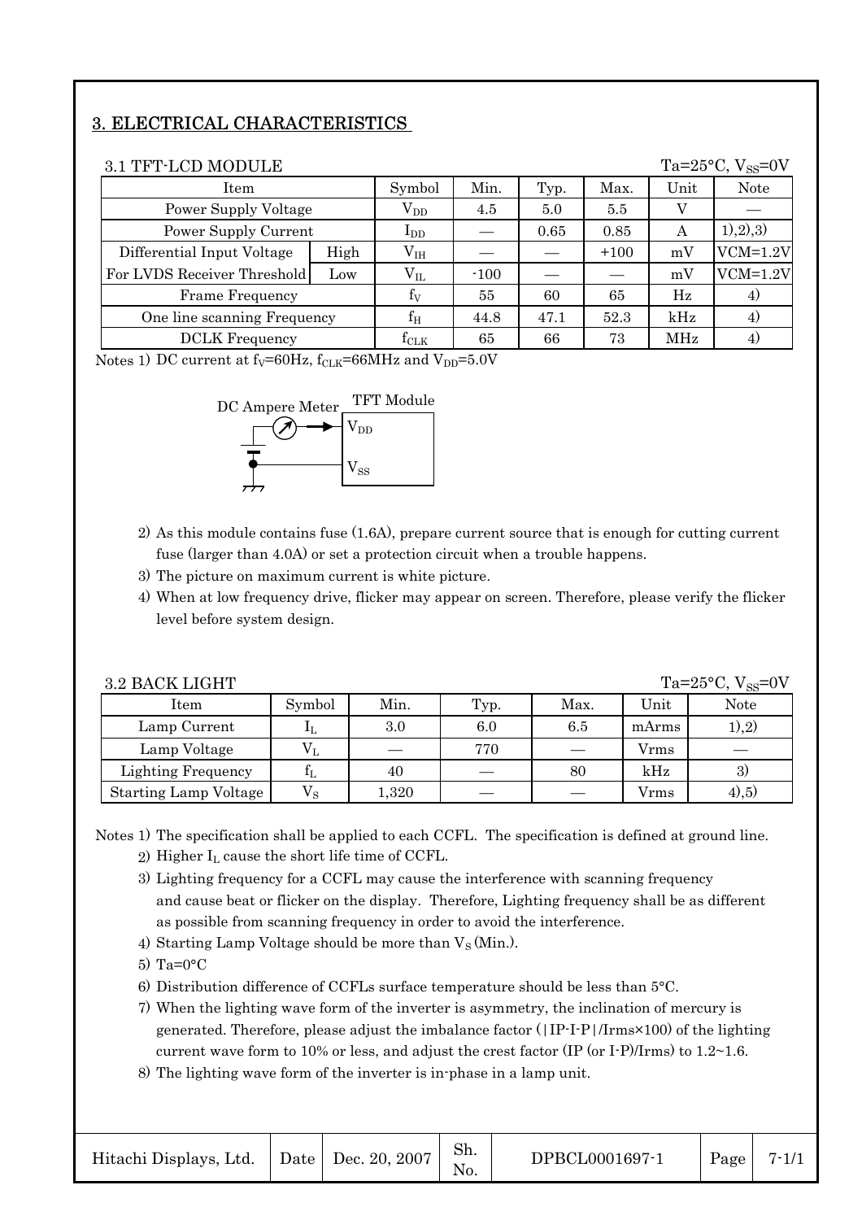# 3. ELECTRICAL CHARACTERISTICS

### 3.1 TFT-LCD MODULE

Ta=25°C, $V_{SS}$=0V

| Item | | Symbol | Min. | Typ. | Max. | Unit | Note |
|---|---|---|---|---|---|---|---|
| Power Supply Voltage | | $V_{DD}$ | 4.5 | 5.0 | 5.5 | V | — |
| Power Supply Current | | $I_{DD}$ | — | 0.65 | 0.85 | A | 1),2),3) |
| Differential Input Voltage | High | $V_{IH}$ | — | — | +100 | mV | VCM=1.2V |
| For LVDS Receiver Threshold | Low | $V_{IL}$ | -100 | — | — | mV | VCM=1.2V |
| Frame Frequency | | $f_V$ | 55 | 60 | 65 | Hz | 4) |
| One line scanning Frequency | | $f_H$ | 44.8 | 47.1 | 52.3 | kHz | 4) |
| DCLK Frequency | | $f_{CLK}$ | 65 | 66 | 73 | MHz | 4) |

Notes 1) DC current at $f_V$=60Hz, $f_{CLK}$=66MHz and $V_{DD}$=5.0V

DC Ampere Meter — TFT Module ($V_{DD}$, $V_{SS}$)

2) As this module contains fuse (1.6A), prepare current source that is enough for cutting current fuse (larger than 4.0A) or set a protection circuit when a trouble happens.
3) The picture on maximum current is white picture.
4) When at low frequency drive, flicker may appear on screen. Therefore, please verify the flicker level before system design.

### 3.2 BACK LIGHT

Ta=25°C, $V_{SS}$=0V

| Item | Symbol | Min. | Typ. | Max. | Unit | Note |
|---|---|---|---|---|---|---|
| Lamp Current | $I_L$ | 3.0 | 6.0 | 6.5 | mArms | 1),2) |
| Lamp Voltage | $V_L$ | — | 770 | — | Vrms | — |
| Lighting Frequency | $f_L$ | 40 | — | 80 | kHz | 3) |
| Starting Lamp Voltage | $V_S$ | 1,320 | — | — | Vrms | 4),5) |

Notes 1) The specification shall be applied to each CCFL. The specification is defined at ground line.
2) Higher $I_L$ cause the short life time of CCFL.
3) Lighting frequency for a CCFL may cause the interference with scanning frequency and cause beat or flicker on the display. Therefore, Lighting frequency shall be as different as possible from scanning frequency in order to avoid the interference.
4) Starting Lamp Voltage should be more than $V_S$ (Min.).
5) Ta=0°C
6) Distribution difference of CCFLs surface temperature should be less than 5°C.
7) When the lighting wave form of the inverter is asymmetry, the inclination of mercury is generated. Therefore, please adjust the imbalance factor (|IP-I-P|/Irms×100) of the lighting current wave form to 10% or less, and adjust the crest factor (IP (or I-P)/Irms) to 1.2~1.6.
8) The lighting wave form of the inverter is in-phase in a lamp unit.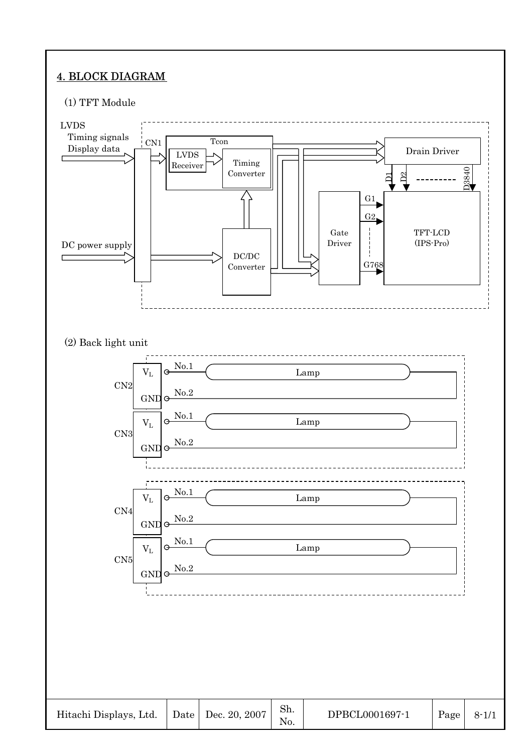## 4. BLOCK DIAGRAM

(1) TFT Module

LVDS
Timing signals
Display data

CN1

Tcon

LVDS Receiver

Timing Converter

DC power supply

DC/DC Converter

Drain Driver

D1 D2 D3840

Gate Driver

G1
G2
G768

TFT-LCD
(IPS-Pro)

(2) Back light unit

CN2: $V_L$ No.1 — Lamp; GND No.2

CN3: $V_L$ No.1 — Lamp; GND No.2

CN4: $V_L$ No.1 — Lamp; GND No.2

CN5: $V_L$ No.1 — Lamp; GND No.2

| Hitachi Displays, Ltd. | Date | Dec. 20, 2007 | Sh. No. | DPBCL0001697-1 | Page | 8-1/1 |
|---|---|---|---|---|---|---|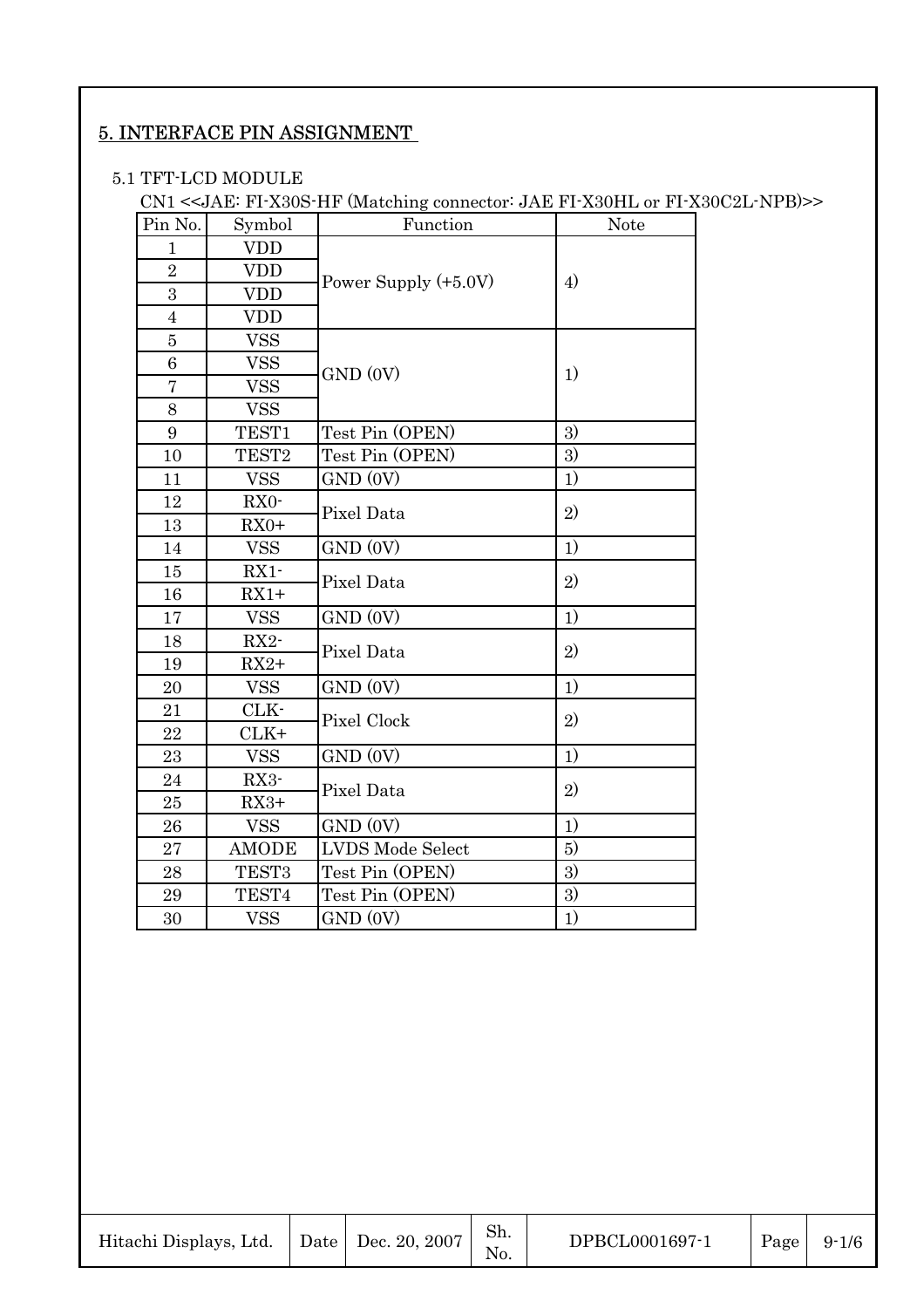## 5. INTERFACE PIN ASSIGNMENT

5.1 TFT-LCD MODULE

CN1 <<JAE: FI-X30S-HF (Matching connector: JAE FI-X30HL or FI-X30C2L-NPB)>>

| Pin No. | Symbol | Function | Note |
|---|---|---|---|
| 1 | VDD | Power Supply (+5.0V) | 4) |
| 2 | VDD | | |
| 3 | VDD | | |
| 4 | VDD | | |
| 5 | VSS | GND (0V) | 1) |
| 6 | VSS | | |
| 7 | VSS | | |
| 8 | VSS | | |
| 9 | TEST1 | Test Pin (OPEN) | 3) |
| 10 | TEST2 | Test Pin (OPEN) | 3) |
| 11 | VSS | GND (0V) | 1) |
| 12 | RX0- | Pixel Data | 2) |
| 13 | RX0+ | | |
| 14 | VSS | GND (0V) | 1) |
| 15 | RX1- | Pixel Data | 2) |
| 16 | RX1+ | | |
| 17 | VSS | GND (0V) | 1) |
| 18 | RX2- | Pixel Data | 2) |
| 19 | RX2+ | | |
| 20 | VSS | GND (0V) | 1) |
| 21 | CLK- | Pixel Clock | 2) |
| 22 | CLK+ | | |
| 23 | VSS | GND (0V) | 1) |
| 24 | RX3- | Pixel Data | 2) |
| 25 | RX3+ | | |
| 26 | VSS | GND (0V) | 1) |
| 27 | AMODE | LVDS Mode Select | 5) |
| 28 | TEST3 | Test Pin (OPEN) | 3) |
| 29 | TEST4 | Test Pin (OPEN) | 3) |
| 30 | VSS | GND (0V) | 1) |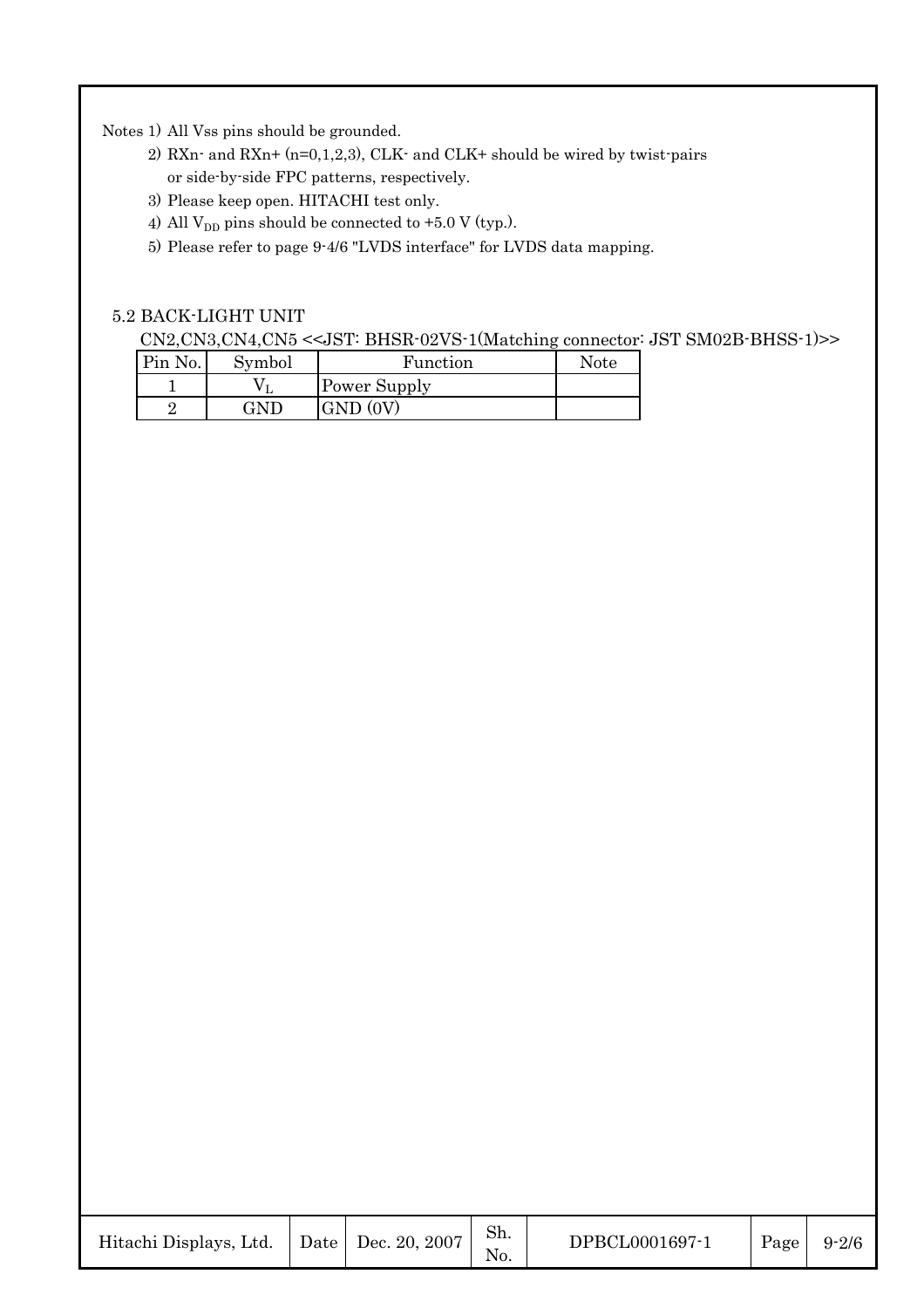Notes 1) All Vss pins should be grounded.

2) RXn- and RXn+ (n=0,1,2,3), CLK- and CLK+ should be wired by twist-pairs or side-by-side FPC patterns, respectively.

3) Please keep open. HITACHI test only.

4) All $V_{DD}$ pins should be connected to +5.0 V (typ.).

5) Please refer to page 9-4/6 "LVDS interface" for LVDS data mapping.

### 5.2 BACK-LIGHT UNIT

CN2,CN3,CN4,CN5 <<JST: BHSR-02VS-1(Matching connector: JST SM02B-BHSS-1)>>

| Pin No. | Symbol | Function | Note |
|---|---|---|---|
| 1 | $V_L$ | Power Supply | |
| 2 | GND | GND (0V) | |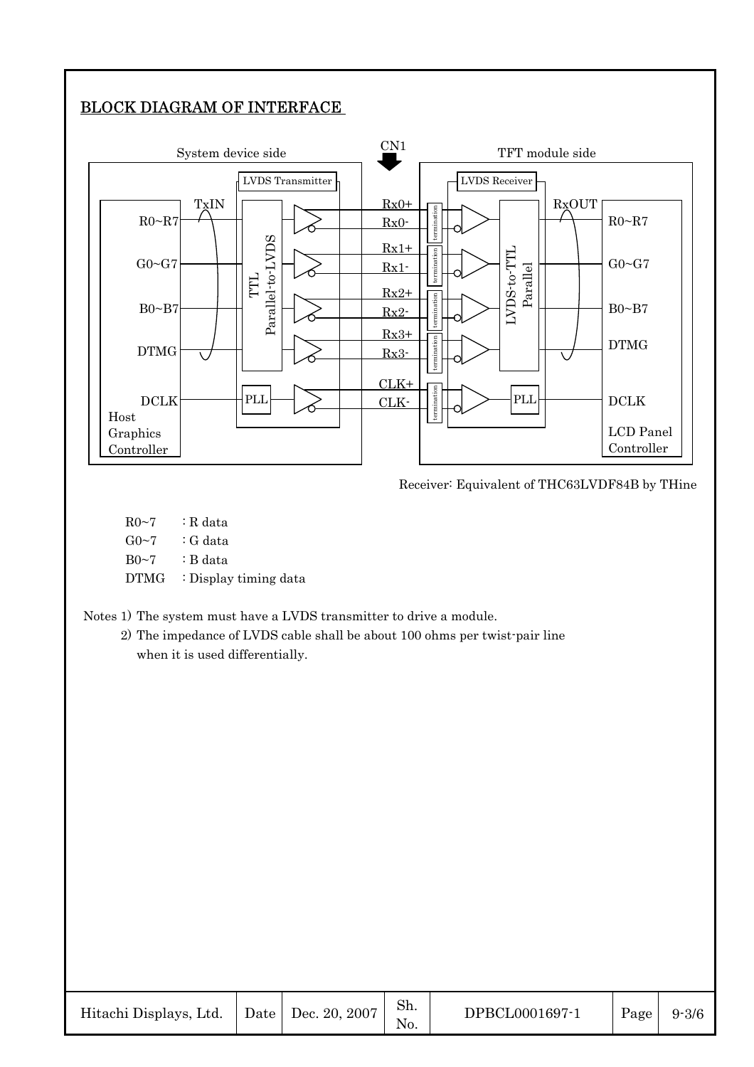## BLOCK DIAGRAM OF INTERFACE

System device side | CN1 | TFT module side

| Host Graphics Controller | LVDS Transmitter (TTL Parallel-to-LVDS) | CN1 | LVDS Receiver (LVDS-to-TTL Parallel) | LCD Panel Controller |
|---|---|---|---|---|
| R0~R7 | TxIN | Rx0+ / Rx0- | RxOUT | R0~R7 |
| G0~G7 | | Rx1+ / Rx1- | | G0~G7 |
| B0~B7 | | Rx2+ / Rx2- | | B0~B7 |
| DTMG | | Rx3+ / Rx3- | | DTMG |
| DCLK | PLL | CLK+ / CLK- | PLL | DCLK |

Receiver: Equivalent of THC63LVDF84B by THine

R0~7 : R data
G0~7 : G data
B0~7 : B data
DTMG : Display timing data

Notes 1) The system must have a LVDS transmitter to drive a module.
2) The impedance of LVDS cable shall be about 100 ohms per twist-pair line when it is used differentially.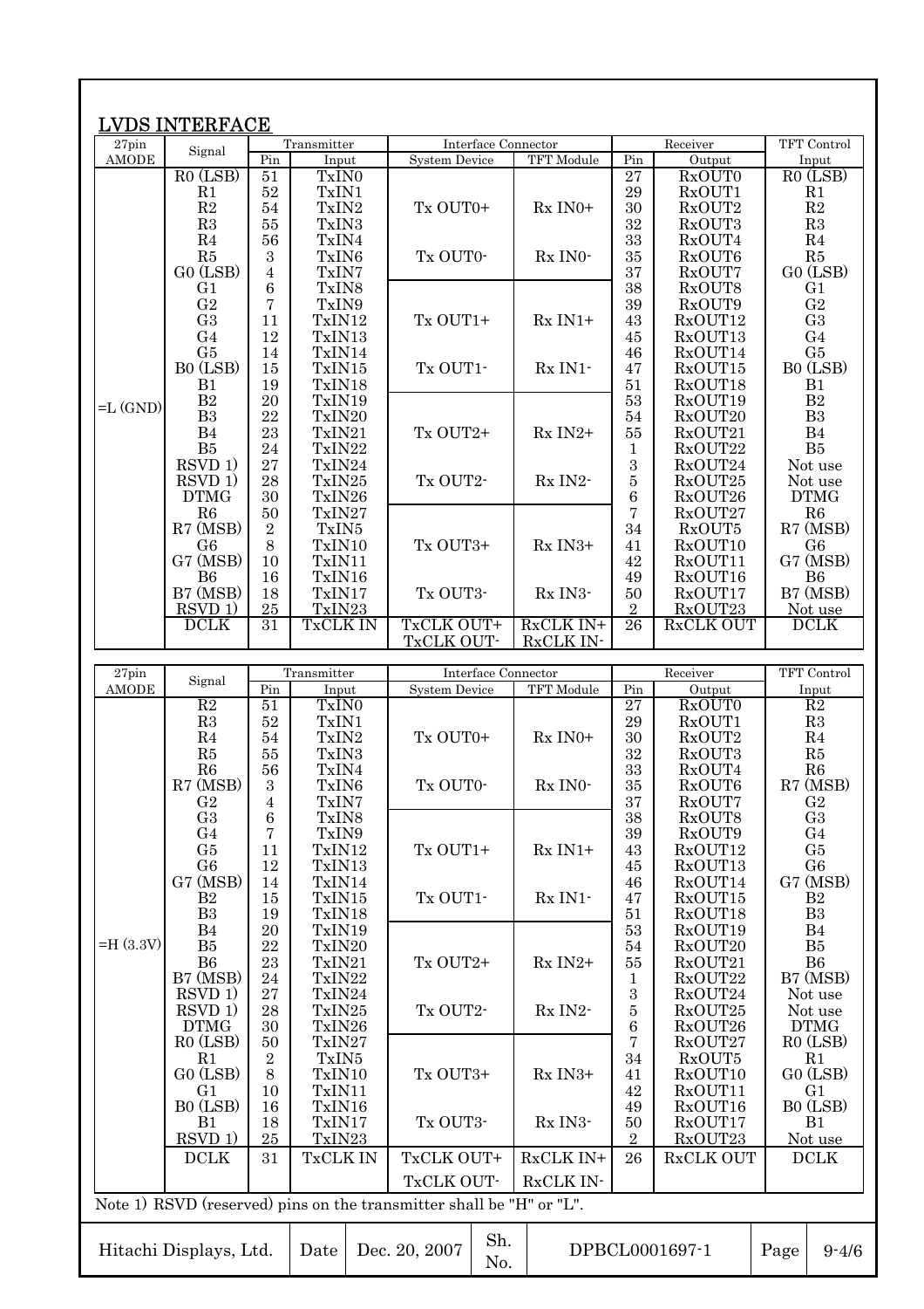## LVDS INTERFACE

| 27pin AMODE | Signal | Transmitter Pin | Transmitter Input | Interface Connector System Device | Interface Connector TFT Module | Receiver Pin | Receiver Output | TFT Control Input |
|---|---|---|---|---|---|---|---|---|
| =L (GND) | R0 (LSB) | 51 | TxIN0 | Tx OUT0+ | Rx IN0+ | 27 | RxOUT0 | R0 (LSB) |
| | R1 | 52 | TxIN1 | | | 29 | RxOUT1 | R1 |
| | R2 | 54 | TxIN2 | | | 30 | RxOUT2 | R2 |
| | R3 | 55 | TxIN3 | | | 32 | RxOUT3 | R3 |
| | R4 | 56 | TxIN4 | Tx OUT0- | Rx IN0- | 33 | RxOUT4 | R4 |
| | R5 | 3 | TxIN6 | | | 35 | RxOUT6 | R5 |
| | G0 (LSB) | 4 | TxIN7 | | | 37 | RxOUT7 | G0 (LSB) |
| | G1 | 6 | TxIN8 | Tx OUT1+ | Rx IN1+ | 38 | RxOUT8 | G1 |
| | G2 | 7 | TxIN9 | | | 39 | RxOUT9 | G2 |
| | G3 | 11 | TxIN12 | | | 43 | RxOUT12 | G3 |
| | G4 | 12 | TxIN13 | | | 45 | RxOUT13 | G4 |
| | G5 | 14 | TxIN14 | Tx OUT1- | Rx IN1- | 46 | RxOUT14 | G5 |
| | B0 (LSB) | 15 | TxIN15 | | | 47 | RxOUT15 | B0 (LSB) |
| | B1 | 19 | TxIN18 | | | 51 | RxOUT18 | B1 |
| | B2 | 20 | TxIN19 | Tx OUT2+ | Rx IN2+ | 53 | RxOUT19 | B2 |
| | B3 | 22 | TxIN20 | | | 54 | RxOUT20 | B3 |
| | B4 | 23 | TxIN21 | | | 55 | RxOUT21 | B4 |
| | B5 | 24 | TxIN22 | | | 1 | RxOUT22 | B5 |
| | RSVD 1) | 27 | TxIN24 | Tx OUT2- | Rx IN2- | 3 | RxOUT24 | Not use |
| | RSVD 1) | 28 | TxIN25 | | | 5 | RxOUT25 | Not use |
| | DTMG | 30 | TxIN26 | | | 6 | RxOUT26 | DTMG |
| | R6 | 50 | TxIN27 | Tx OUT3+ | Rx IN3+ | 7 | RxOUT27 | R6 |
| | R7 (MSB) | 2 | TxIN5 | | | 34 | RxOUT5 | R7 (MSB) |
| | G6 | 8 | TxIN10 | | | 41 | RxOUT10 | G6 |
| | G7 (MSB) | 10 | TxIN11 | | | 42 | RxOUT11 | G7 (MSB) |
| | B6 | 16 | TxIN16 | Tx OUT3- | Rx IN3- | 49 | RxOUT16 | B6 |
| | B7 (MSB) | 18 | TxIN17 | | | 50 | RxOUT17 | B7 (MSB) |
| | RSVD 1) | 25 | TxIN23 | | | 2 | RxOUT23 | Not use |
| | DCLK | 31 | TxCLK IN | TxCLK OUT+ TxCLK OUT- | RxCLK IN+ RxCLK IN- | 26 | RxCLK OUT | DCLK |

| 27pin AMODE | Signal | Transmitter Pin | Transmitter Input | Interface Connector System Device | Interface Connector TFT Module | Receiver Pin | Receiver Output | TFT Control Input |
|---|---|---|---|---|---|---|---|---|
| =H (3.3V) | R2 | 51 | TxIN0 | Tx OUT0+ | Rx IN0+ | 27 | RxOUT0 | R2 |
| | R3 | 52 | TxIN1 | | | 29 | RxOUT1 | R3 |
| | R4 | 54 | TxIN2 | | | 30 | RxOUT2 | R4 |
| | R5 | 55 | TxIN3 | | | 32 | RxOUT3 | R5 |
| | R6 | 56 | TxIN4 | Tx OUT0- | Rx IN0- | 33 | RxOUT4 | R6 |
| | R7 (MSB) | 3 | TxIN6 | | | 35 | RxOUT6 | R7 (MSB) |
| | G2 | 4 | TxIN7 | | | 37 | RxOUT7 | G2 |
| | G3 | 6 | TxIN8 | Tx OUT1+ | Rx IN1+ | 38 | RxOUT8 | G3 |
| | G4 | 7 | TxIN9 | | | 39 | RxOUT9 | G4 |
| | G5 | 11 | TxIN12 | | | 43 | RxOUT12 | G5 |
| | G6 | 12 | TxIN13 | | | 45 | RxOUT13 | G6 |
| | G7 (MSB) | 14 | TxIN14 | Tx OUT1- | Rx IN1- | 46 | RxOUT14 | G7 (MSB) |
| | B2 | 15 | TxIN15 | | | 47 | RxOUT15 | B2 |
| | B3 | 19 | TxIN18 | | | 51 | RxOUT18 | B3 |
| | B4 | 20 | TxIN19 | Tx OUT2+ | Rx IN2+ | 53 | RxOUT19 | B4 |
| | B5 | 22 | TxIN20 | | | 54 | RxOUT20 | B5 |
| | B6 | 23 | TxIN21 | | | 55 | RxOUT21 | B6 |
| | B7 (MSB) | 24 | TxIN22 | | | 1 | RxOUT22 | B7 (MSB) |
| | RSVD 1) | 27 | TxIN24 | Tx OUT2- | Rx IN2- | 3 | RxOUT24 | Not use |
| | RSVD 1) | 28 | TxIN25 | | | 5 | RxOUT25 | Not use |
| | DTMG | 30 | TxIN26 | | | 6 | RxOUT26 | DTMG |
| | R0 (LSB) | 50 | TxIN27 | Tx OUT3+ | Rx IN3+ | 7 | RxOUT27 | R0 (LSB) |
| | R1 | 2 | TxIN5 | | | 34 | RxOUT5 | R1 |
| | G0 (LSB) | 8 | TxIN10 | | | 41 | RxOUT10 | G0 (LSB) |
| | G1 | 10 | TxIN11 | | | 42 | RxOUT11 | G1 |
| | B0 (LSB) | 16 | TxIN16 | Tx OUT3- | Rx IN3- | 49 | RxOUT16 | B0 (LSB) |
| | B1 | 18 | TxIN17 | | | 50 | RxOUT17 | B1 |
| | RSVD 1) | 25 | TxIN23 | | | 2 | RxOUT23 | Not use |
| | DCLK | 31 | TxCLK IN | TxCLK OUT+ TxCLK OUT- | RxCLK IN+ RxCLK IN- | 26 | RxCLK OUT | DCLK |

Note 1) RSVD (reserved) pins on the transmitter shall be "H" or "L".

| Hitachi Displays, Ltd. | Date | Dec. 20, 2007 | Sh. No. | DPBCL0001697-1 | Page | 9-4/6 |
|---|---|---|---|---|---|---|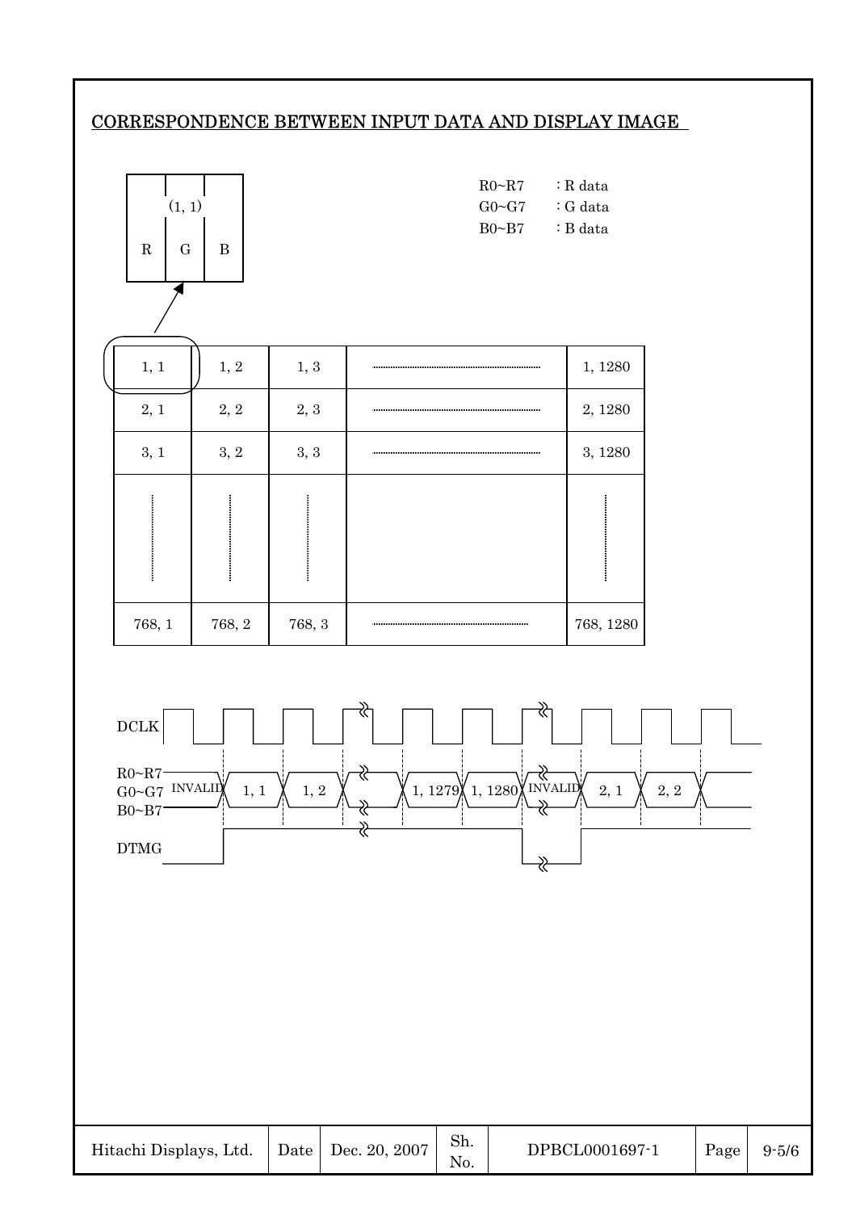## CORRESPONDENCE BETWEEN INPUT DATA AND DISPLAY IMAGE

| (1, 1) | | |
|---|---|---|
| R | G | B |

R0~R7 : R data
G0~G7 : G data
B0~B7 : B data

| 1, 1 | 1, 2 | 1, 3 | ········· | 1, 1280 |
|---|---|---|---|---|
| 2, 1 | 2, 2 | 2, 3 | ········· | 2, 1280 |
| 3, 1 | 3, 2 | 3, 3 | ········· | 3, 1280 |
| ⋮ | ⋮ | ⋮ | | ⋮ |
| 768, 1 | 768, 2 | 768, 3 | ········· | 768, 1280 |

DCLK

R0~R7
G0~G7 INVALID | 1, 1 | 1, 2 | ... | 1, 1279 | 1, 1280 | INVALID | 2, 1 | 2, 2
B0~B7

DTMG

| Hitachi Displays, Ltd. | Date | Dec. 20, 2007 | Sh. No. | DPBCL0001697-1 | Page | 9-5/6 |
|---|---|---|---|---|---|---|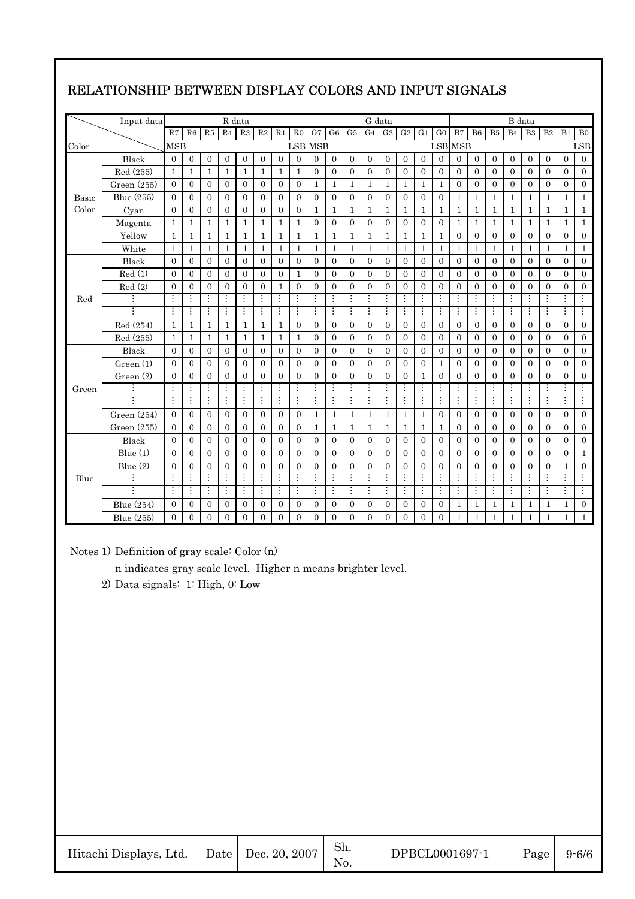## RELATIONSHIP BETWEEN DISPLAY COLORS AND INPUT SIGNALS

| Color | Input data | R7 | R6 | R5 | R4 | R3 | R2 | R1 | R0 | G7 | G6 | G5 | G4 | G3 | G2 | G1 | G0 | B7 | B6 | B5 | B4 | B3 | B2 | B1 | B0 |
|---|---|---|---|---|---|---|---|---|---|---|---|---|---|---|---|---|---|---|---|---|---|---|---|---|---|
| | | R data | | | | | | | | G data | | | | | | | | B data | | | | | | | |
| | | MSB | | | | | | | LSB | MSB | | | | | | | LSB | MSB | | | | | | | LSB |
| Basic Color | Black | 0 | 0 | 0 | 0 | 0 | 0 | 0 | 0 | 0 | 0 | 0 | 0 | 0 | 0 | 0 | 0 | 0 | 0 | 0 | 0 | 0 | 0 | 0 | 0 |
| | Red (255) | 1 | 1 | 1 | 1 | 1 | 1 | 1 | 1 | 0 | 0 | 0 | 0 | 0 | 0 | 0 | 0 | 0 | 0 | 0 | 0 | 0 | 0 | 0 | 0 |
| | Green (255) | 0 | 0 | 0 | 0 | 0 | 0 | 0 | 0 | 1 | 1 | 1 | 1 | 1 | 1 | 1 | 1 | 0 | 0 | 0 | 0 | 0 | 0 | 0 | 0 |
| | Blue (255) | 0 | 0 | 0 | 0 | 0 | 0 | 0 | 0 | 0 | 0 | 0 | 0 | 0 | 0 | 0 | 0 | 1 | 1 | 1 | 1 | 1 | 1 | 1 | 1 |
| | Cyan | 0 | 0 | 0 | 0 | 0 | 0 | 0 | 0 | 1 | 1 | 1 | 1 | 1 | 1 | 1 | 1 | 1 | 1 | 1 | 1 | 1 | 1 | 1 | 1 |
| | Magenta | 1 | 1 | 1 | 1 | 1 | 1 | 1 | 1 | 0 | 0 | 0 | 0 | 0 | 0 | 0 | 0 | 1 | 1 | 1 | 1 | 1 | 1 | 1 | 1 |
| | Yellow | 1 | 1 | 1 | 1 | 1 | 1 | 1 | 1 | 1 | 1 | 1 | 1 | 1 | 1 | 1 | 1 | 0 | 0 | 0 | 0 | 0 | 0 | 0 | 0 |
| | White | 1 | 1 | 1 | 1 | 1 | 1 | 1 | 1 | 1 | 1 | 1 | 1 | 1 | 1 | 1 | 1 | 1 | 1 | 1 | 1 | 1 | 1 | 1 | 1 |
| Red | Black | 0 | 0 | 0 | 0 | 0 | 0 | 0 | 0 | 0 | 0 | 0 | 0 | 0 | 0 | 0 | 0 | 0 | 0 | 0 | 0 | 0 | 0 | 0 | 0 |
| | Red (1) | 0 | 0 | 0 | 0 | 0 | 0 | 0 | 1 | 0 | 0 | 0 | 0 | 0 | 0 | 0 | 0 | 0 | 0 | 0 | 0 | 0 | 0 | 0 | 0 |
| | Red (2) | 0 | 0 | 0 | 0 | 0 | 0 | 1 | 0 | 0 | 0 | 0 | 0 | 0 | 0 | 0 | 0 | 0 | 0 | 0 | 0 | 0 | 0 | 0 | 0 |
| | ⋮ | ⋮ | ⋮ | ⋮ | ⋮ | ⋮ | ⋮ | ⋮ | ⋮ | ⋮ | ⋮ | ⋮ | ⋮ | ⋮ | ⋮ | ⋮ | ⋮ | ⋮ | ⋮ | ⋮ | ⋮ | ⋮ | ⋮ | ⋮ | ⋮ |
| | ⋮ | ⋮ | ⋮ | ⋮ | ⋮ | ⋮ | ⋮ | ⋮ | ⋮ | ⋮ | ⋮ | ⋮ | ⋮ | ⋮ | ⋮ | ⋮ | ⋮ | ⋮ | ⋮ | ⋮ | ⋮ | ⋮ | ⋮ | ⋮ | ⋮ |
| | Red (254) | 1 | 1 | 1 | 1 | 1 | 1 | 1 | 0 | 0 | 0 | 0 | 0 | 0 | 0 | 0 | 0 | 0 | 0 | 0 | 0 | 0 | 0 | 0 | 0 |
| | Red (255) | 1 | 1 | 1 | 1 | 1 | 1 | 1 | 1 | 0 | 0 | 0 | 0 | 0 | 0 | 0 | 0 | 0 | 0 | 0 | 0 | 0 | 0 | 0 | 0 |
| Green | Black | 0 | 0 | 0 | 0 | 0 | 0 | 0 | 0 | 0 | 0 | 0 | 0 | 0 | 0 | 0 | 0 | 0 | 0 | 0 | 0 | 0 | 0 | 0 | 0 |
| | Green (1) | 0 | 0 | 0 | 0 | 0 | 0 | 0 | 0 | 0 | 0 | 0 | 0 | 0 | 0 | 0 | 1 | 0 | 0 | 0 | 0 | 0 | 0 | 0 | 0 |
| | Green (2) | 0 | 0 | 0 | 0 | 0 | 0 | 0 | 0 | 0 | 0 | 0 | 0 | 0 | 0 | 1 | 0 | 0 | 0 | 0 | 0 | 0 | 0 | 0 | 0 |
| | ⋮ | ⋮ | ⋮ | ⋮ | ⋮ | ⋮ | ⋮ | ⋮ | ⋮ | ⋮ | ⋮ | ⋮ | ⋮ | ⋮ | ⋮ | ⋮ | ⋮ | ⋮ | ⋮ | ⋮ | ⋮ | ⋮ | ⋮ | ⋮ | ⋮ |
| | ⋮ | ⋮ | ⋮ | ⋮ | ⋮ | ⋮ | ⋮ | ⋮ | ⋮ | ⋮ | ⋮ | ⋮ | ⋮ | ⋮ | ⋮ | ⋮ | ⋮ | ⋮ | ⋮ | ⋮ | ⋮ | ⋮ | ⋮ | ⋮ | ⋮ |
| | Green (254) | 0 | 0 | 0 | 0 | 0 | 0 | 0 | 0 | 1 | 1 | 1 | 1 | 1 | 1 | 1 | 0 | 0 | 0 | 0 | 0 | 0 | 0 | 0 | 0 |
| | Green (255) | 0 | 0 | 0 | 0 | 0 | 0 | 0 | 0 | 1 | 1 | 1 | 1 | 1 | 1 | 1 | 1 | 0 | 0 | 0 | 0 | 0 | 0 | 0 | 0 |
| Blue | Black | 0 | 0 | 0 | 0 | 0 | 0 | 0 | 0 | 0 | 0 | 0 | 0 | 0 | 0 | 0 | 0 | 0 | 0 | 0 | 0 | 0 | 0 | 0 | 0 |
| | Blue (1) | 0 | 0 | 0 | 0 | 0 | 0 | 0 | 0 | 0 | 0 | 0 | 0 | 0 | 0 | 0 | 0 | 0 | 0 | 0 | 0 | 0 | 0 | 0 | 1 |
| | Blue (2) | 0 | 0 | 0 | 0 | 0 | 0 | 0 | 0 | 0 | 0 | 0 | 0 | 0 | 0 | 0 | 0 | 0 | 0 | 0 | 0 | 0 | 0 | 1 | 0 |
| | ⋮ | ⋮ | ⋮ | ⋮ | ⋮ | ⋮ | ⋮ | ⋮ | ⋮ | ⋮ | ⋮ | ⋮ | ⋮ | ⋮ | ⋮ | ⋮ | ⋮ | ⋮ | ⋮ | ⋮ | ⋮ | ⋮ | ⋮ | ⋮ | ⋮ |
| | ⋮ | ⋮ | ⋮ | ⋮ | ⋮ | ⋮ | ⋮ | ⋮ | ⋮ | ⋮ | ⋮ | ⋮ | ⋮ | ⋮ | ⋮ | ⋮ | ⋮ | ⋮ | ⋮ | ⋮ | ⋮ | ⋮ | ⋮ | ⋮ | ⋮ |
| | Blue (254) | 0 | 0 | 0 | 0 | 0 | 0 | 0 | 0 | 0 | 0 | 0 | 0 | 0 | 0 | 0 | 0 | 1 | 1 | 1 | 1 | 1 | 1 | 1 | 0 |
| | Blue (255) | 0 | 0 | 0 | 0 | 0 | 0 | 0 | 0 | 0 | 0 | 0 | 0 | 0 | 0 | 0 | 0 | 1 | 1 | 1 | 1 | 1 | 1 | 1 | 1 |

Notes 1) Definition of gray scale: Color (n)

n indicates gray scale level. Higher n means brighter level.

2) Data signals: 1: High, 0: Low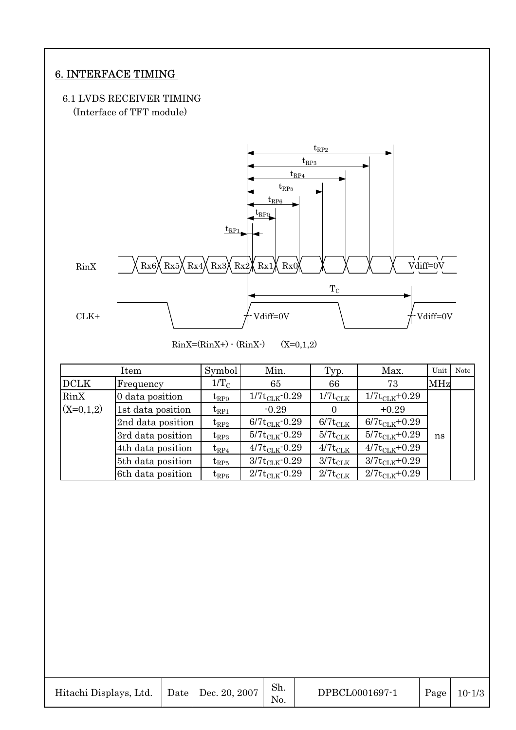## 6. INTERFACE TIMING

### 6.1 LVDS RECEIVER TIMING

(Interface of TFT module)

RinX=(RinX+) - (RinX-)　　(X=0,1,2)

| Item | | Symbol | Min. | Typ. | Max. | Unit | Note |
|---|---|---|---|---|---|---|---|
| DCLK | Frequency | $1/T_C$ | 65 | 66 | 73 | MHz | |
| RinX (X=0,1,2) | 0 data position | $t_{RP0}$ | $1/7t_{CLK}$-0.29 | $1/7t_{CLK}$ | $1/7t_{CLK}$+0.29 | ns | |
| | 1st data position | $t_{RP1}$ | -0.29 | 0 | +0.29 | | |
| | 2nd data position | $t_{RP2}$ | $6/7t_{CLK}$-0.29 | $6/7t_{CLK}$ | $6/7t_{CLK}$+0.29 | | |
| | 3rd data position | $t_{RP3}$ | $5/7t_{CLK}$-0.29 | $5/7t_{CLK}$ | $5/7t_{CLK}$+0.29 | | |
| | 4th data position | $t_{RP4}$ | $4/7t_{CLK}$-0.29 | $4/7t_{CLK}$ | $4/7t_{CLK}$+0.29 | | |
| | 5th data position | $t_{RP5}$ | $3/7t_{CLK}$-0.29 | $3/7t_{CLK}$ | $3/7t_{CLK}$+0.29 | | |
| | 6th data position | $t_{RP6}$ | $2/7t_{CLK}$-0.29 | $2/7t_{CLK}$ | $2/7t_{CLK}$+0.29 | | |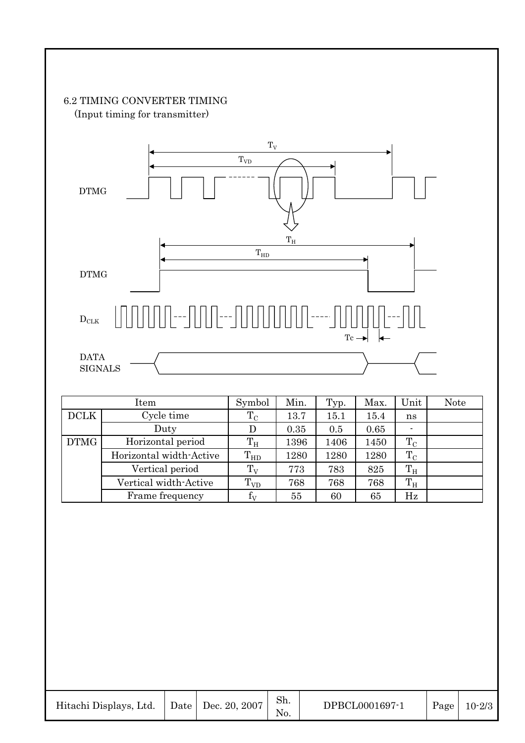## 6.2 TIMING CONVERTER TIMING

(Input timing for transmitter)

| Item | | Symbol | Min. | Typ. | Max. | Unit | Note |
|---|---|---|---|---|---|---|---|
| DCLK | Cycle time | $T_C$ | 13.7 | 15.1 | 15.4 | ns | |
| | Duty | D | 0.35 | 0.5 | 0.65 | - | |
| DTMG | Horizontal period | $T_H$ | 1396 | 1406 | 1450 | $T_C$ | |
| | Horizontal width-Active | $T_{HD}$ | 1280 | 1280 | 1280 | $T_C$ | |
| | Vertical period | $T_V$ | 773 | 783 | 825 | $T_H$ | |
| | Vertical width-Active | $T_{VD}$ | 768 | 768 | 768 | $T_H$ | |
| | Frame frequency | $f_V$ | 55 | 60 | 65 | Hz | |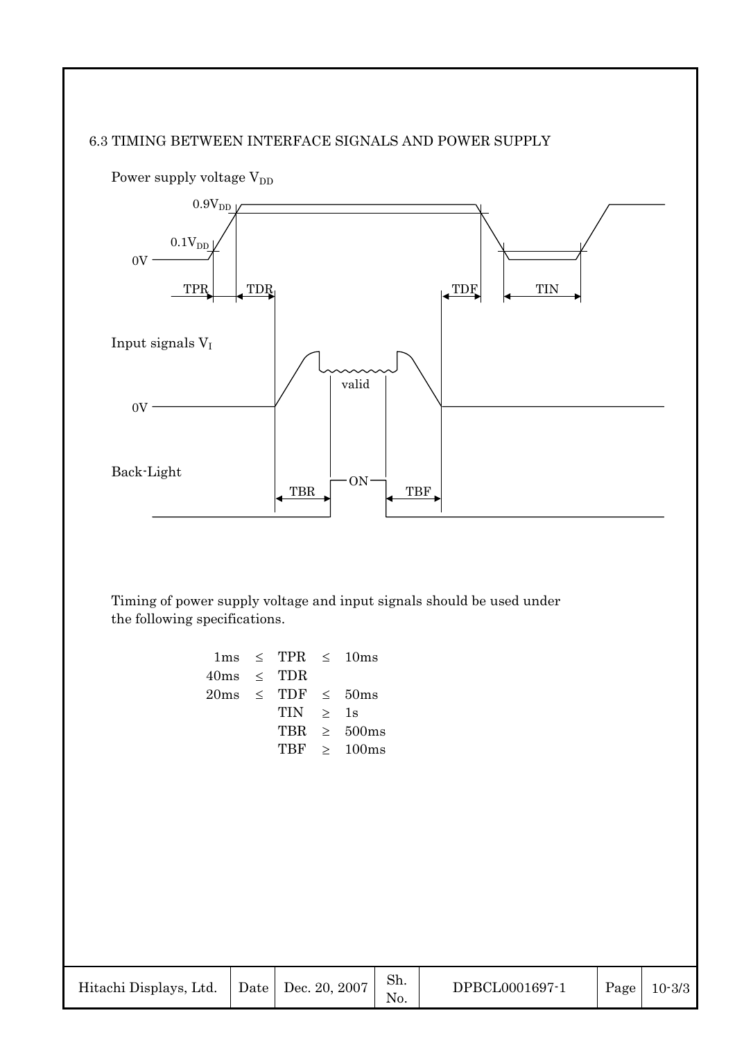### 6.3 TIMING BETWEEN INTERFACE SIGNALS AND POWER SUPPLY

Power supply voltage $V_{DD}$

$0.9V_{DD}$

$0.1V_{DD}$

0V

TPR TDR TDF TIN

Input signals $V_I$

valid

0V

Back-Light

ON

TBR TBF

Timing of power supply voltage and input signals should be used under the following specifications.

$$1\text{ms} \leq \text{TPR} \leq 10\text{ms}$$

$$40\text{ms} \leq \text{TDR}$$

$$20\text{ms} \leq \text{TDF} \leq 50\text{ms}$$

$$\text{TIN} \geq 1\text{s}$$

$$\text{TBR} \geq 500\text{ms}$$

$$\text{TBF} \geq 100\text{ms}$$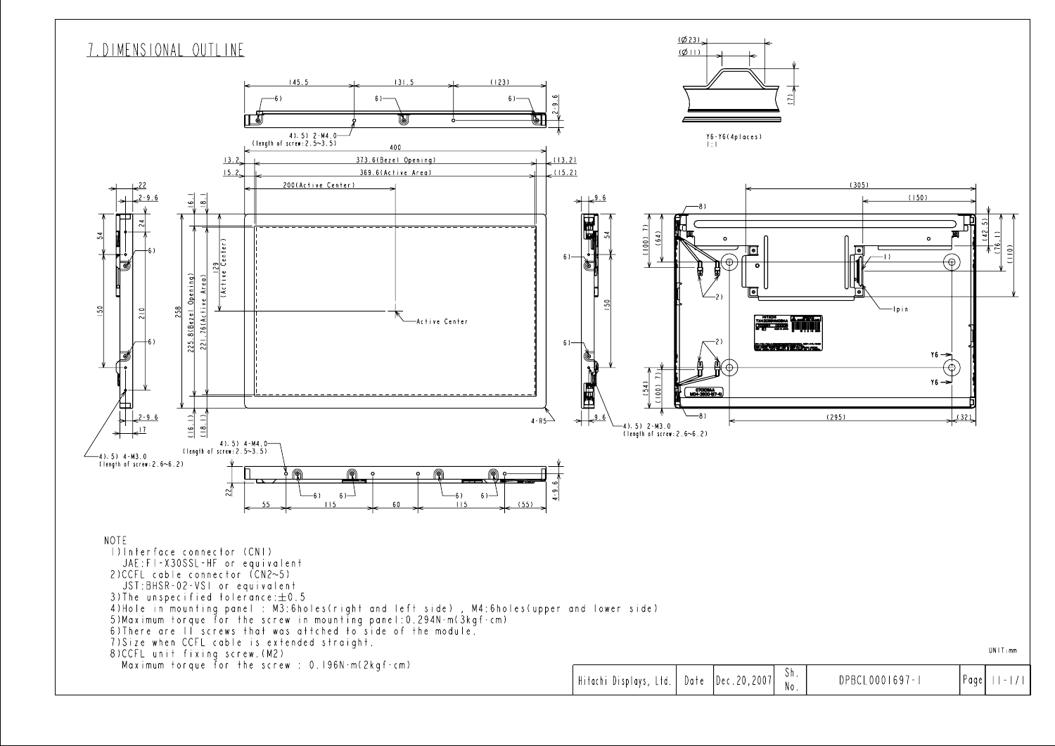## 7. DIMENSIONAL OUTLINE

NOTE

1) Interface connector (CN1)
   JAE:FI-X30SSL-HF or equivalent
2) CCFL cable connector (CN2~5)
   JST:BHSR-02-VS1 or equivalent
3) The unspecified tolerance: ±0.5
4) Hole in mounting panel : M3:6holes(right and left side) , M4:6holes(upper and lower side)
5) Maximum torque for the screw in mounting panel:0.294N·m(3kgf·cm)
6) There are 11 screws that was attched to side of the module.
7) Size when CCFL cable is extended straight.
8) CCFL unit fixing screw.(M2)
   Maximum torque for the screw : 0.196N·m(2kgf·cm)

UNIT:mm

| Hitachi Displays, Ltd. | Date | Dec.20,2007 | Sh. No. | DPBCL0001697-1 | Page | 11-1/1 |
|---|---|---|---|---|---|---|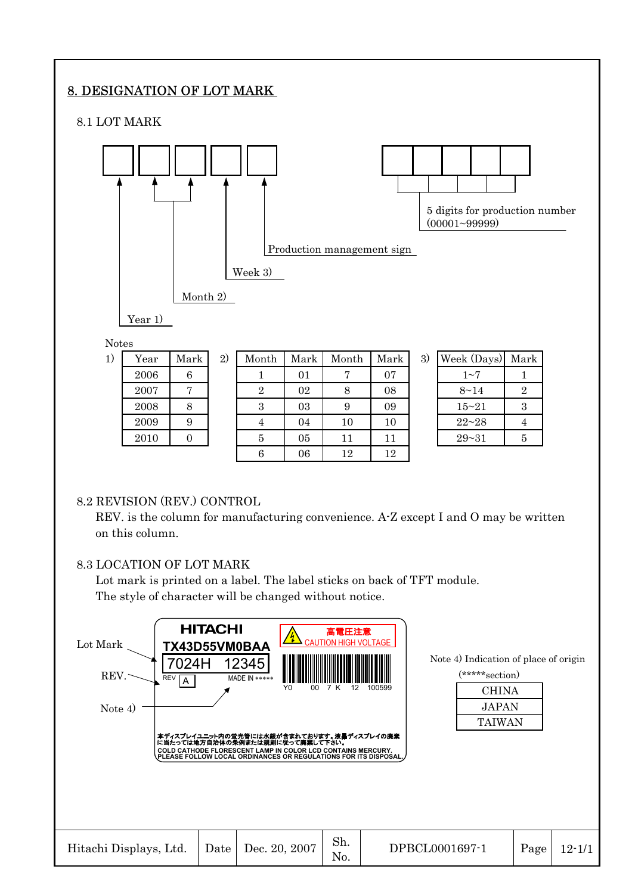# 8. DESIGNATION OF LOT MARK

## 8.1 LOT MARK

Year 1) — Month 2) — Week 3) — Production management sign — 5 digits for production number (00001~99999)

Notes

1)

| Year | Mark |
|---|---|
| 2006 | 6 |
| 2007 | 7 |
| 2008 | 8 |
| 2009 | 9 |
| 2010 | 0 |

2)

| Month | Mark | Month | Mark |
|---|---|---|---|
| 1 | 01 | 7 | 07 |
| 2 | 02 | 8 | 08 |
| 3 | 03 | 9 | 09 |
| 4 | 04 | 10 | 10 |
| 5 | 05 | 11 | 11 |
| 6 | 06 | 12 | 12 |

3)

| Week (Days) | Mark |
|---|---|
| 1~7 | 1 |
| 8~14 | 2 |
| 15~21 | 3 |
| 22~28 | 4 |
| 29~31 | 5 |

## 8.2 REVISION (REV.) CONTROL

REV. is the column for manufacturing convenience. A-Z except I and O may be written on this column.

## 8.3 LOCATION OF LOT MARK

Lot mark is printed on a label. The label sticks on back of TFT module.
The style of character will be changed without notice.

Lot Mark
REV.
Note 4)

HITACHI
TX43D55VM0BAA
7024H 12345
REV A
MADE IN *****
高電圧注意
CAUTION HIGH VOLTAGE
Y0 00 7 K 12 100599
本ディスプレイユニット内の蛍光管には水銀が含まれております。液晶ディスプレイの廃棄に当たっては地方自治体の条例または規則に従って廃棄して下さい。
COLD CATHODE FLORESCENT LAMP IN COLOR LCD CONTAINS MERCURY.
PLEASE FOLLOW LOCAL ORDINANCES OR REGULATIONS FOR ITS DISPOSAL.

Note 4) Indication of place of origin (*****section)

| CHINA |
|---|
| JAPAN |
| TAIWAN |

| Hitachi Displays, Ltd. | Date | Dec. 20, 2007 | Sh. No. | DPBCL0001697-1 | Page | 12-1/1 |
|---|---|---|---|---|---|---|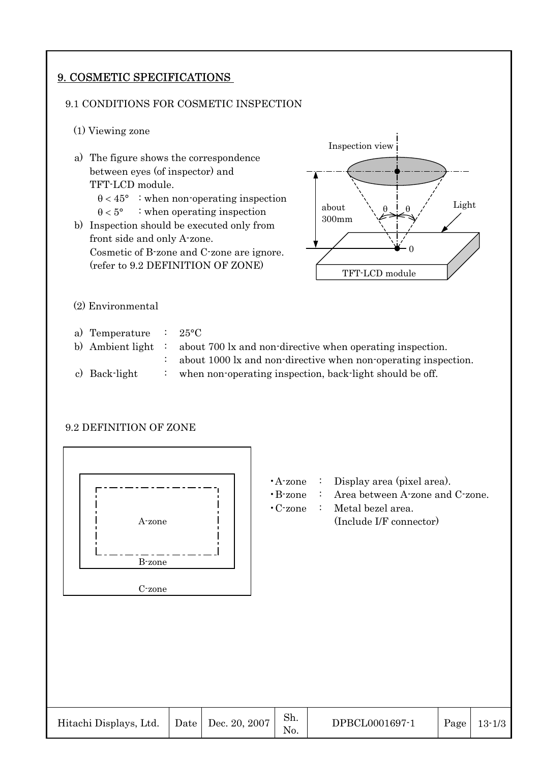## 9. COSMETIC SPECIFICATIONS

### 9.1 CONDITIONS FOR COSMETIC INSPECTION

(1) Viewing zone

a) The figure shows the correspondence between eyes (of inspector) and TFT-LCD module.
   $\theta < 45°$ : when non-operating inspection
   $\theta < 5°$ : when operating inspection

b) Inspection should be executed only from front side and only A-zone.
   Cosmetic of B-zone and C-zone are ignore.
   (refer to 9.2 DEFINITION OF ZONE)

Inspection view

about 300mm

Light

TFT-LCD module

(2) Environmental

a) Temperature : 25°C

b) Ambient light : about 700 lx and non-directive when operating inspection.
   : about 1000 lx and non-directive when non-operating inspection.

c) Back-light : when non-operating inspection, back-light should be off.

### 9.2 DEFINITION OF ZONE

A-zone

B-zone

C-zone

- A-zone : Display area (pixel area).
- B-zone : Area between A-zone and C-zone.
- C-zone : Metal bezel area.
  (Include I/F connector)

| Hitachi Displays, Ltd. | Date | Dec. 20, 2007 | Sh. No. | DPBCL0001697-1 | Page | 13-1/3 |
|---|---|---|---|---|---|---|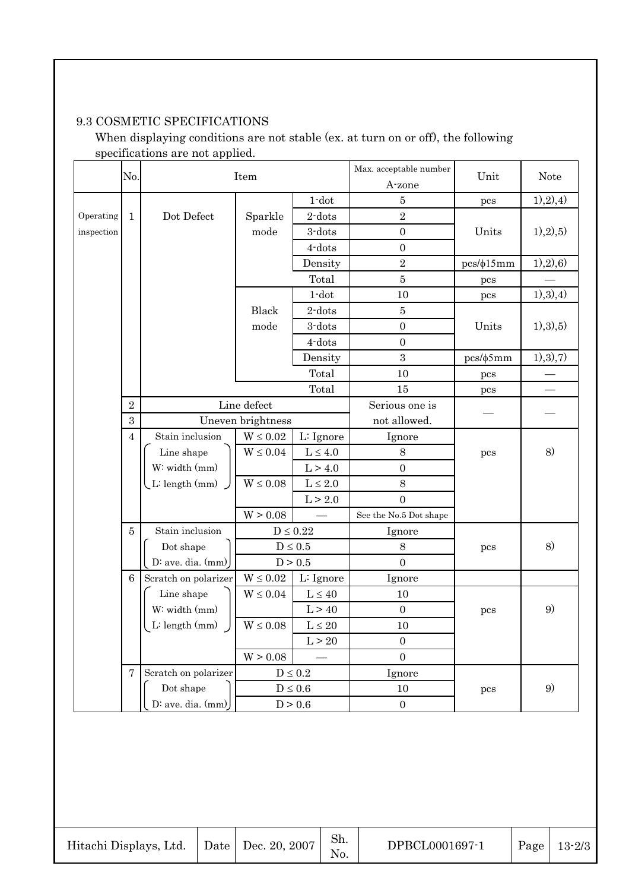### 9.3 COSMETIC SPECIFICATIONS

When displaying conditions are not stable (ex. at turn on or off), the following specifications are not applied.

| | No. | Item | | | Max. acceptable number A-zone | Unit | Note |
|---|---|---|---|---|---|---|---|
| Operating inspection | 1 | Dot Defect | Sparkle mode | 1-dot | 5 | pcs | 1),2),4) |
| | | | | 2-dots | 2 | Units | 1),2),5) |
| | | | | 3-dots | 0 | | |
| | | | | 4-dots | 0 | | |
| | | | | Density | 2 | pcs/ϕ15mm | 1),2),6) |
| | | | | Total | 5 | pcs | — |
| | | | Black mode | 1-dot | 10 | pcs | 1),3),4) |
| | | | | 2-dots | 5 | Units | 1),3),5) |
| | | | | 3-dots | 0 | | |
| | | | | 4-dots | 0 | | |
| | | | | Density | 3 | pcs/ϕ5mm | 1),3),7) |
| | | | | Total | 10 | pcs | — |
| | | | | Total | 15 | pcs | — |
| | 2 | Line defect | | | Serious one is not allowed. | — | — |
| | 3 | Uneven brightness | | | | | |
| | 4 | Stain inclusion (Line shape W: width (mm) L: length (mm)) | $W \leq 0.02$ | L: Ignore | Ignore | pcs | 8) |
| | | | $W \leq 0.04$ | $L \leq 4.0$ | 8 | | |
| | | | | $L > 4.0$ | 0 | | |
| | | | $W \leq 0.08$ | $L \leq 2.0$ | 8 | | |
| | | | | $L > 2.0$ | 0 | | |
| | | | $W > 0.08$ | — | See the No.5 Dot shape | | |
| | 5 | Stain inclusion (Dot shape D: ave. dia. (mm)) | $D \leq 0.22$ | | Ignore | pcs | 8) |
| | | | $D \leq 0.5$ | | 8 | | |
| | | | $D > 0.5$ | | 0 | | |
| | 6 | Scratch on polarizer (Line shape W: width (mm) L: length (mm)) | $W \leq 0.02$ | L: Ignore | Ignore | | |
| | | | $W \leq 0.04$ | $L \leq 40$ | 10 | pcs | 9) |
| | | | | $L > 40$ | 0 | | |
| | | | $W \leq 0.08$ | $L \leq 20$ | 10 | | |
| | | | | $L > 20$ | 0 | | |
| | | | $W > 0.08$ | — | 0 | | |
| | 7 | Scratch on polarizer (Dot shape D: ave. dia. (mm)) | $D \leq 0.2$ | | Ignore | pcs | 9) |
| | | | $D \leq 0.6$ | | 10 | | |
| | | | $D > 0.6$ | | 0 | | |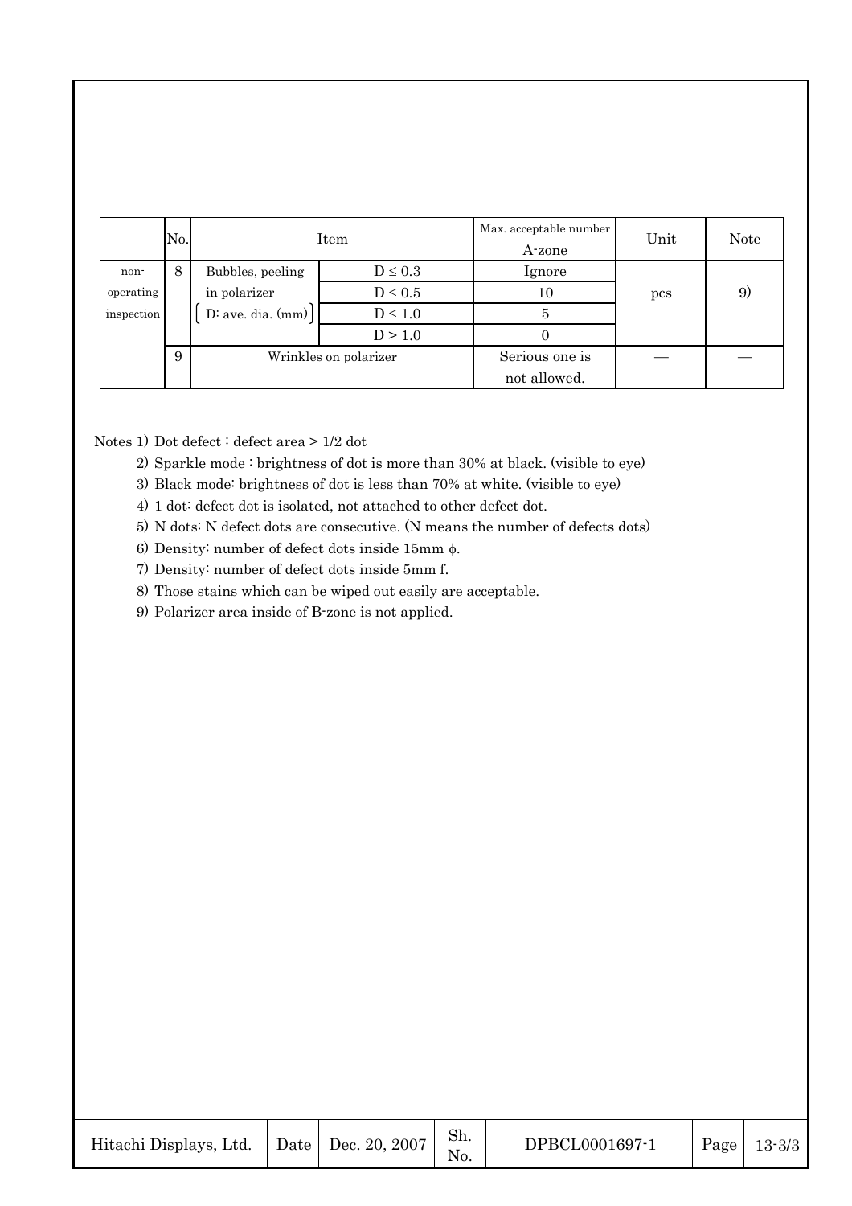|  | No. | Item | | Max. acceptable number A-zone | Unit | Note |
|---|---|---|---|---|---|---|
| non-operating inspection | 8 | Bubbles, peeling in polarizer (D: ave. dia. (mm)) | D ≤ 0.3 | Ignore | pcs | 9) |
|  |  |  | D ≤ 0.5 | 10 |  |  |
|  |  |  | D ≤ 1.0 | 5 |  |  |
|  |  |  | D > 1.0 | 0 |  |  |
|  | 9 | Wrinkles on polarizer | | Serious one is not allowed. | — | — |

Notes 1) Dot defect : defect area > 1/2 dot

2) Sparkle mode : brightness of dot is more than 30% at black. (visible to eye)

3) Black mode: brightness of dot is less than 70% at white. (visible to eye)

4) 1 dot: defect dot is isolated, not attached to other defect dot.

5) N dots: N defect dots are consecutive. (N means the number of defects dots)

6) Density: number of defect dots inside 15mm ϕ.

7) Density: number of defect dots inside 5mm f.

8) Those stains which can be wiped out easily are acceptable.

9) Polarizer area inside of B-zone is not applied.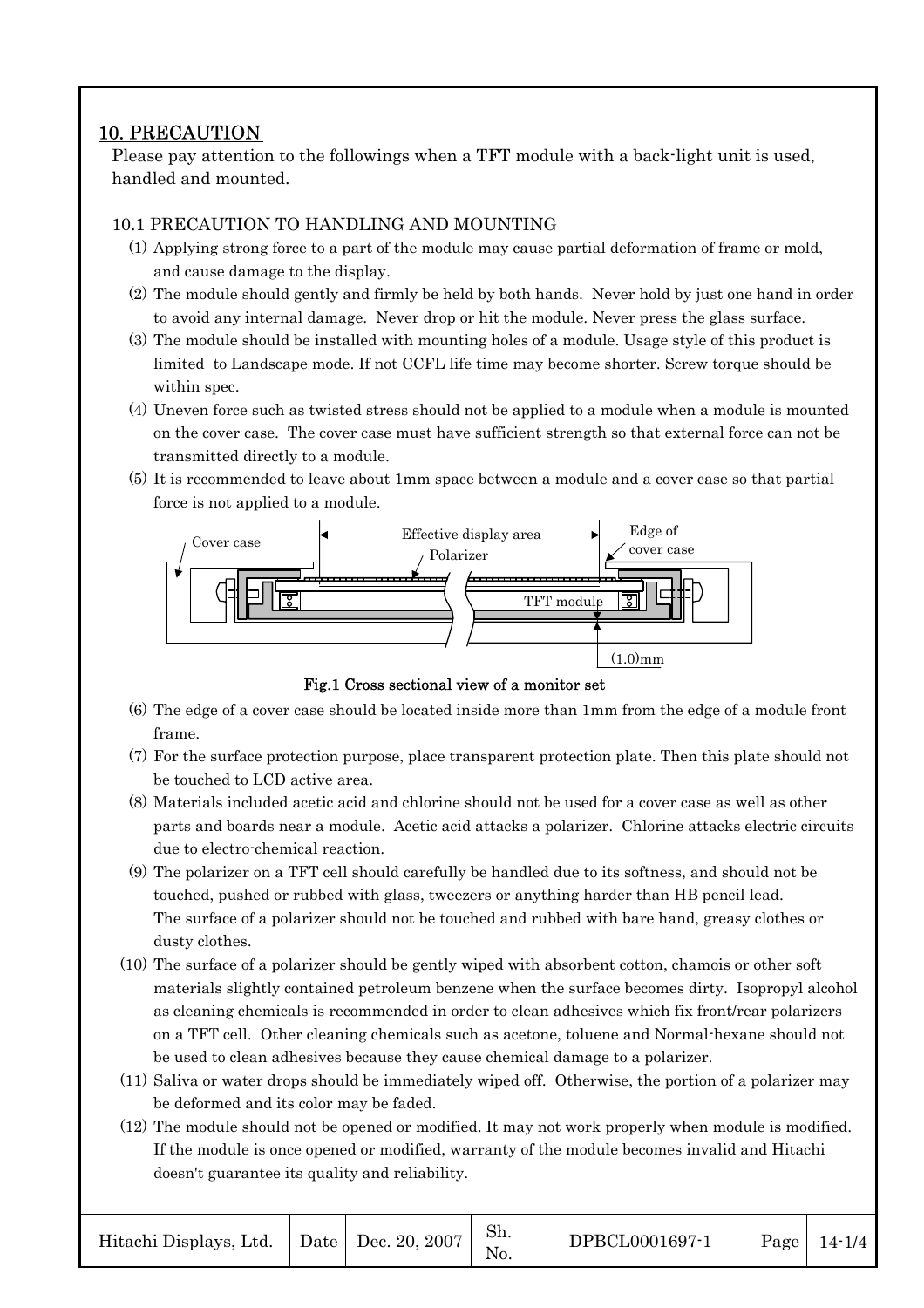## 10. PRECAUTION

Please pay attention to the followings when a TFT module with a back-light unit is used, handled and mounted.

### 10.1 PRECAUTION TO HANDLING AND MOUNTING

(1) Applying strong force to a part of the module may cause partial deformation of frame or mold, and cause damage to the display.

(2) The module should gently and firmly be held by both hands. Never hold by just one hand in order to avoid any internal damage. Never drop or hit the module. Never press the glass surface.

(3) The module should be installed with mounting holes of a module. Usage style of this product is limited to Landscape mode. If not CCFL life time may become shorter. Screw torque should be within spec.

(4) Uneven force such as twisted stress should not be applied to a module when a module is mounted on the cover case. The cover case must have sufficient strength so that external force can not be transmitted directly to a module.

(5) It is recommended to leave about 1mm space between a module and a cover case so that partial force is not applied to a module.

Cover case | Effective display area | Polarizer | Edge of cover case | TFT module | (1.0)mm

**Fig.1 Cross sectional view of a monitor set**

(6) The edge of a cover case should be located inside more than 1mm from the edge of a module front frame.

(7) For the surface protection purpose, place transparent protection plate. Then this plate should not be touched to LCD active area.

(8) Materials included acetic acid and chlorine should not be used for a cover case as well as other parts and boards near a module. Acetic acid attacks a polarizer. Chlorine attacks electric circuits due to electro-chemical reaction.

(9) The polarizer on a TFT cell should carefully be handled due to its softness, and should not be touched, pushed or rubbed with glass, tweezers or anything harder than HB pencil lead. The surface of a polarizer should not be touched and rubbed with bare hand, greasy clothes or dusty clothes.

(10) The surface of a polarizer should be gently wiped with absorbent cotton, chamois or other soft materials slightly contained petroleum benzene when the surface becomes dirty. Isopropyl alcohol as cleaning chemicals is recommended in order to clean adhesives which fix front/rear polarizers on a TFT cell. Other cleaning chemicals such as acetone, toluene and Normal-hexane should not be used to clean adhesives because they cause chemical damage to a polarizer.

(11) Saliva or water drops should be immediately wiped off. Otherwise, the portion of a polarizer may be deformed and its color may be faded.

(12) The module should not be opened or modified. It may not work properly when module is modified. If the module is once opened or modified, warranty of the module becomes invalid and Hitachi doesn't guarantee its quality and reliability.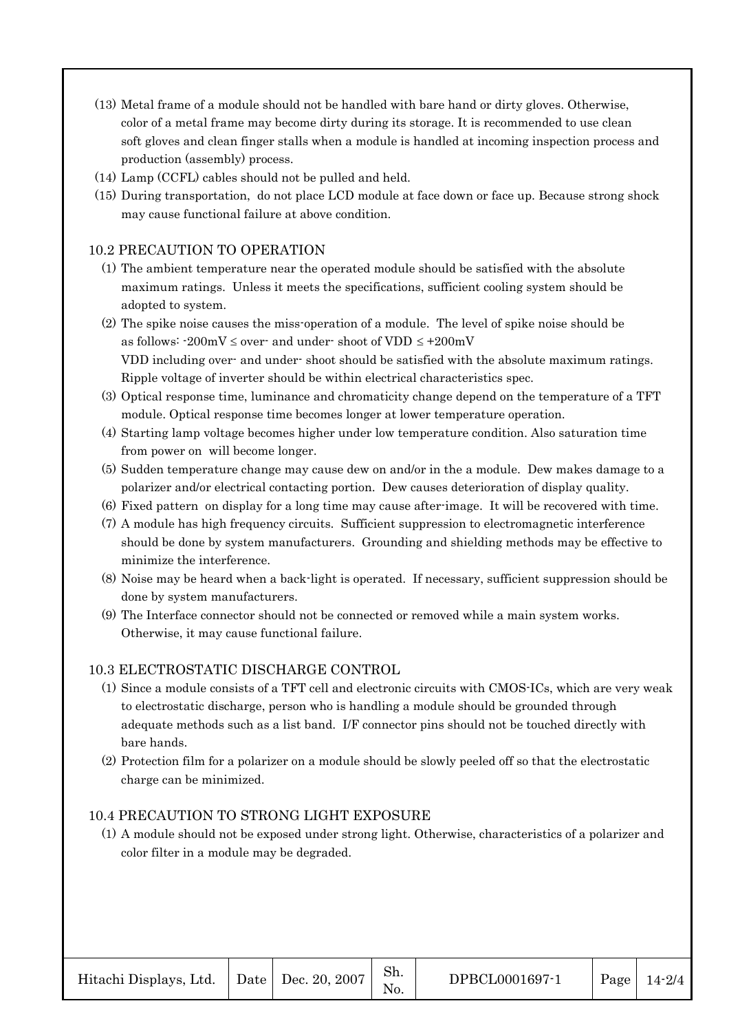(13) Metal frame of a module should not be handled with bare hand or dirty gloves. Otherwise, color of a metal frame may become dirty during its storage. It is recommended to use clean soft gloves and clean finger stalls when a module is handled at incoming inspection process and production (assembly) process.

(14) Lamp (CCFL) cables should not be pulled and held.

(15) During transportation, do not place LCD module at face down or face up. Because strong shock may cause functional failure at above condition.

## 10.2 PRECAUTION TO OPERATION

(1) The ambient temperature near the operated module should be satisfied with the absolute maximum ratings. Unless it meets the specifications, sufficient cooling system should be adopted to system.

(2) The spike noise causes the miss-operation of a module. The level of spike noise should be as follows: $-200mV \leq$ over- and under- shoot of VDD $\leq +200mV$
VDD including over- and under- shoot should be satisfied with the absolute maximum ratings. Ripple voltage of inverter should be within electrical characteristics spec.

(3) Optical response time, luminance and chromaticity change depend on the temperature of a TFT module. Optical response time becomes longer at lower temperature operation.

(4) Starting lamp voltage becomes higher under low temperature condition. Also saturation time from power on will become longer.

(5) Sudden temperature change may cause dew on and/or in the a module. Dew makes damage to a polarizer and/or electrical contacting portion. Dew causes deterioration of display quality.

(6) Fixed pattern on display for a long time may cause after-image. It will be recovered with time.

(7) A module has high frequency circuits. Sufficient suppression to electromagnetic interference should be done by system manufacturers. Grounding and shielding methods may be effective to minimize the interference.

(8) Noise may be heard when a back-light is operated. If necessary, sufficient suppression should be done by system manufacturers.

(9) The Interface connector should not be connected or removed while a main system works. Otherwise, it may cause functional failure.

## 10.3 ELECTROSTATIC DISCHARGE CONTROL

(1) Since a module consists of a TFT cell and electronic circuits with CMOS-ICs, which are very weak to electrostatic discharge, person who is handling a module should be grounded through adequate methods such as a list band. I/F connector pins should not be touched directly with bare hands.

(2) Protection film for a polarizer on a module should be slowly peeled off so that the electrostatic charge can be minimized.

## 10.4 PRECAUTION TO STRONG LIGHT EXPOSURE

(1) A module should not be exposed under strong light. Otherwise, characteristics of a polarizer and color filter in a module may be degraded.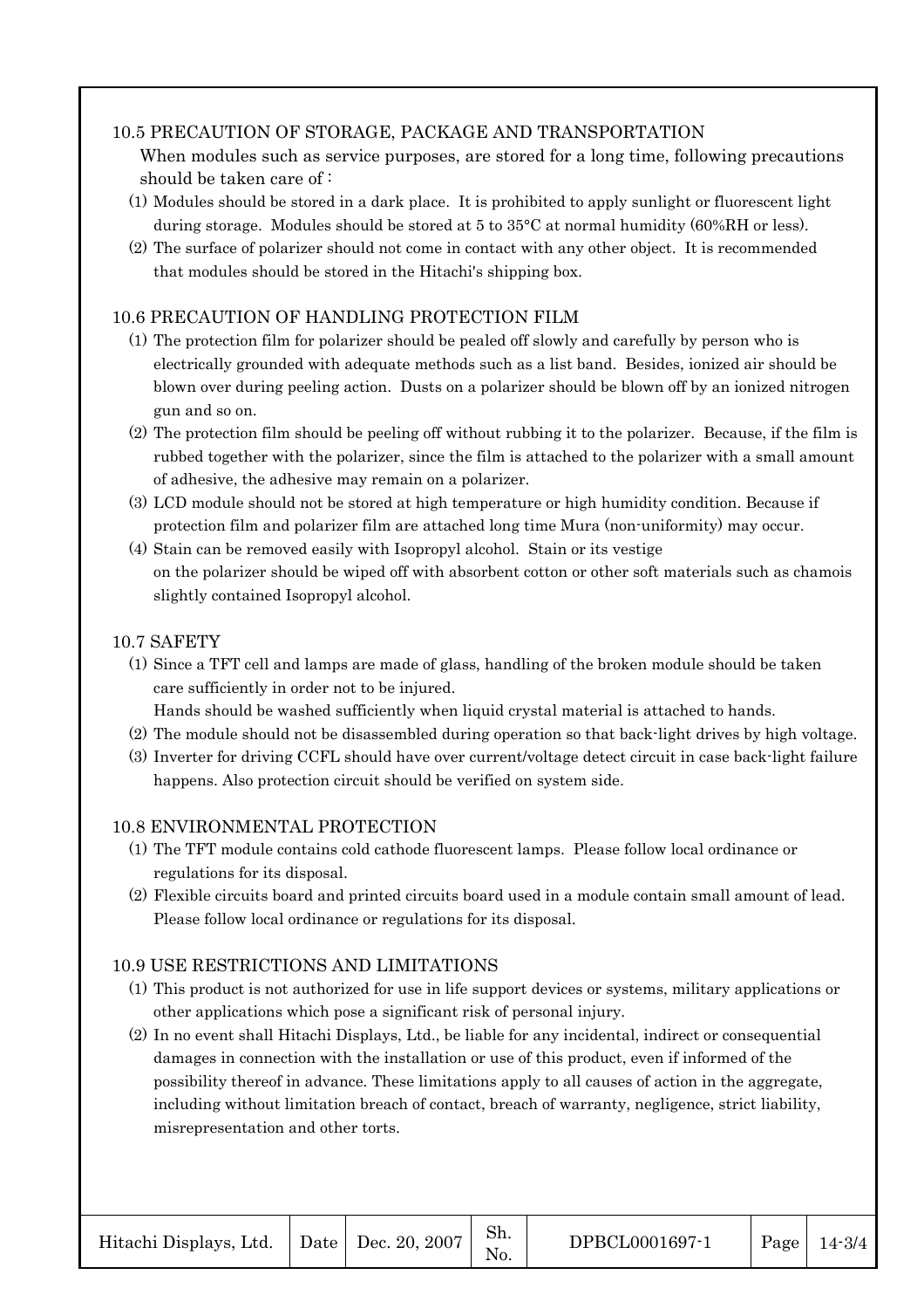## 10.5 PRECAUTION OF STORAGE, PACKAGE AND TRANSPORTATION

When modules such as service purposes, are stored for a long time, following precautions should be taken care of :

(1) Modules should be stored in a dark place. It is prohibited to apply sunlight or fluorescent light during storage. Modules should be stored at 5 to 35°C at normal humidity (60%RH or less).

(2) The surface of polarizer should not come in contact with any other object. It is recommended that modules should be stored in the Hitachi's shipping box.

## 10.6 PRECAUTION OF HANDLING PROTECTION FILM

(1) The protection film for polarizer should be pealed off slowly and carefully by person who is electrically grounded with adequate methods such as a list band. Besides, ionized air should be blown over during peeling action. Dusts on a polarizer should be blown off by an ionized nitrogen gun and so on.

(2) The protection film should be peeling off without rubbing it to the polarizer. Because, if the film is rubbed together with the polarizer, since the film is attached to the polarizer with a small amount of adhesive, the adhesive may remain on a polarizer.

(3) LCD module should not be stored at high temperature or high humidity condition. Because if protection film and polarizer film are attached long time Mura (non-uniformity) may occur.

(4) Stain can be removed easily with Isopropyl alcohol. Stain or its vestige on the polarizer should be wiped off with absorbent cotton or other soft materials such as chamois slightly contained Isopropyl alcohol.

## 10.7 SAFETY

(1) Since a TFT cell and lamps are made of glass, handling of the broken module should be taken care sufficiently in order not to be injured.
Hands should be washed sufficiently when liquid crystal material is attached to hands.

(2) The module should not be disassembled during operation so that back-light drives by high voltage.

(3) Inverter for driving CCFL should have over current/voltage detect circuit in case back-light failure happens. Also protection circuit should be verified on system side.

## 10.8 ENVIRONMENTAL PROTECTION

(1) The TFT module contains cold cathode fluorescent lamps. Please follow local ordinance or regulations for its disposal.

(2) Flexible circuits board and printed circuits board used in a module contain small amount of lead. Please follow local ordinance or regulations for its disposal.

## 10.9 USE RESTRICTIONS AND LIMITATIONS

(1) This product is not authorized for use in life support devices or systems, military applications or other applications which pose a significant risk of personal injury.

(2) In no event shall Hitachi Displays, Ltd., be liable for any incidental, indirect or consequential damages in connection with the installation or use of this product, even if informed of the possibility thereof in advance. These limitations apply to all causes of action in the aggregate, including without limitation breach of contact, breach of warranty, negligence, strict liability, misrepresentation and other torts.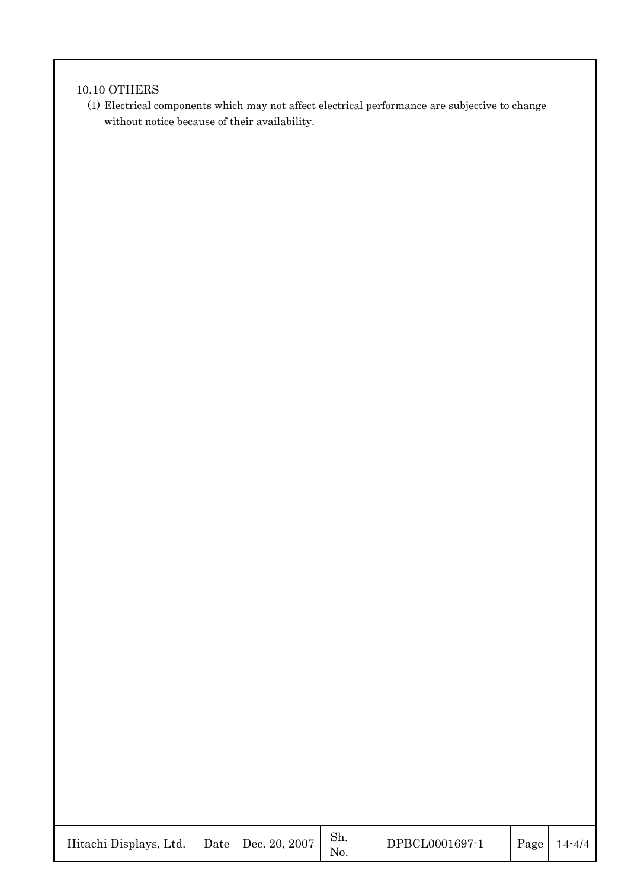### 10.10 OTHERS

(1) Electrical components which may not affect electrical performance are subjective to change without notice because of their availability.